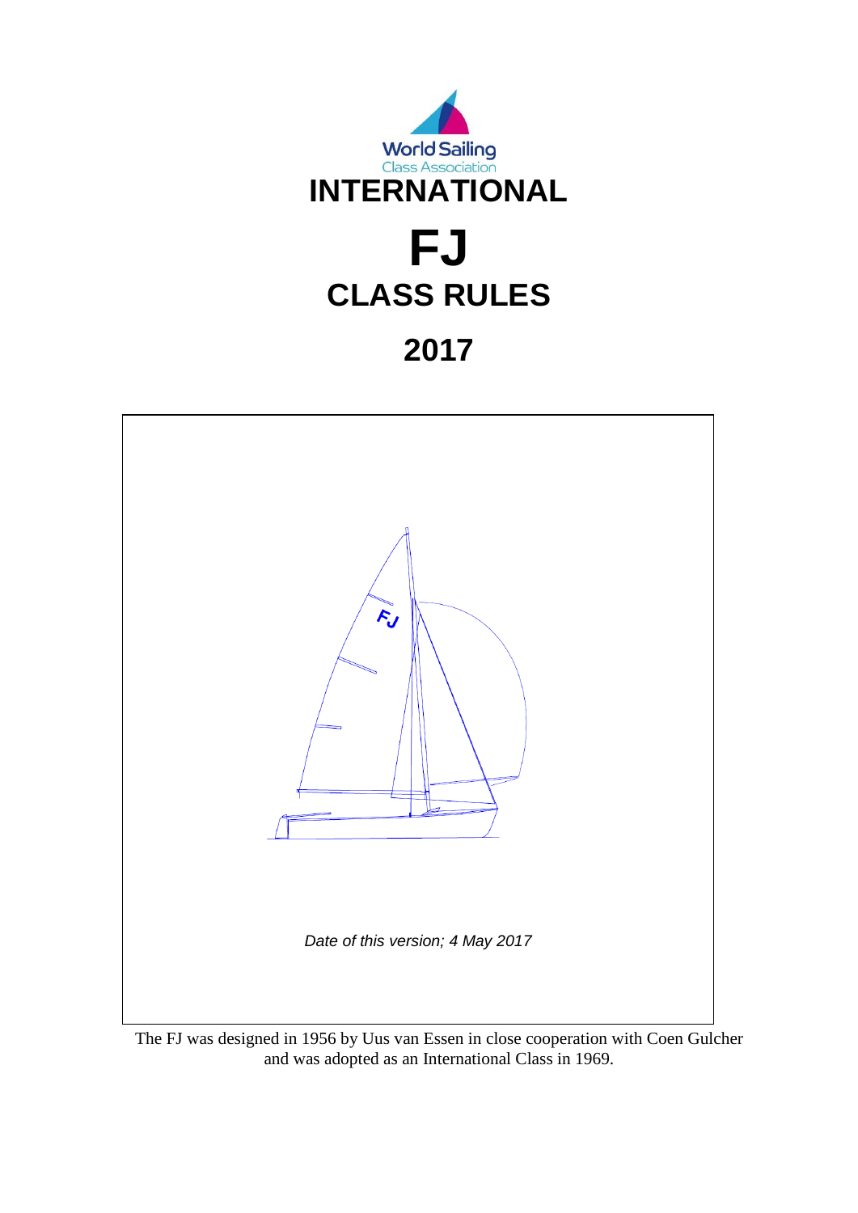World Sailing
Class Association

# INTERNATIONAL

# FJ

# CLASS RULES

# 2017

*Date of this version; 4 May 2017*

The FJ was designed in 1956 by Uus van Essen in close cooperation with Coen Gulcher and was adopted as an International Class in 1969.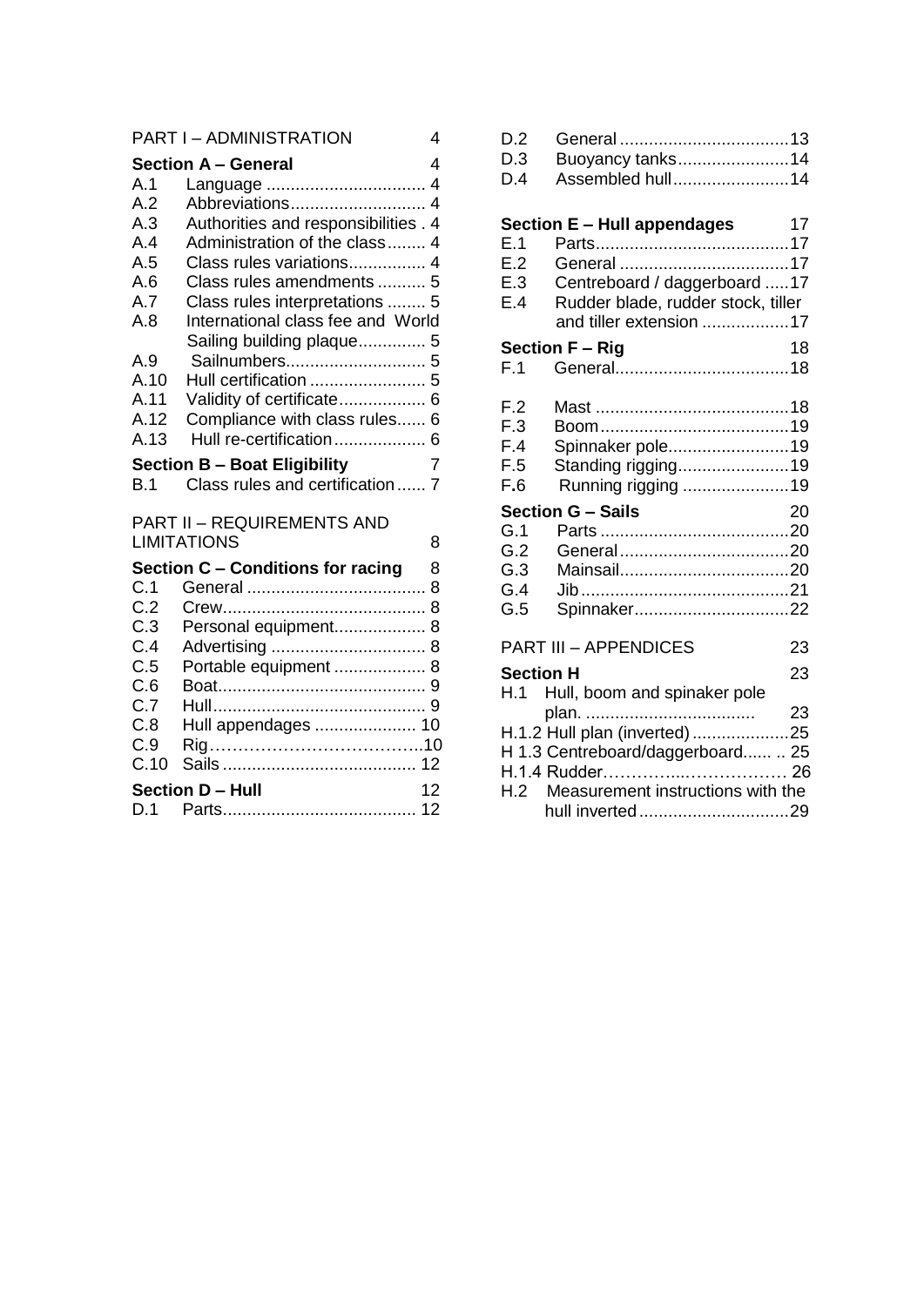PART I – ADMINISTRATION 4

**Section A – General** 4

A.1 Language ................................. 4
A.2 Abbreviations............................ 4
A.3 Authorities and responsibilities . 4
A.4 Administration of the class........ 4
A.5 Class rules variations................ 4
A.6 Class rules amendments .......... 5
A.7 Class rules interpretations ........ 5
A.8 International class fee and World Sailing building plaque.............. 5
A.9 Sailnumbers............................. 5
A.10 Hull certification ........................ 5
A.11 Validity of certificate.................. 6
A.12 Compliance with class rules...... 6
A.13 Hull re-certification................... 6

**Section B – Boat Eligibility** 7

B.1 Class rules and certification...... 7

PART II – REQUIREMENTS AND LIMITATIONS 8

**Section C – Conditions for racing** 8

C.1 General ..................................... 8
C.2 Crew.......................................... 8
C.3 Personal equipment................... 8
C.4 Advertising ................................ 8
C.5 Portable equipment ................... 8
C.6 Boat........................................... 9
C.7 Hull............................................ 9
C.8 Hull appendages ..................... 10
C.9 Rig…………………………………..10
C.10 Sails ........................................ 12

**Section D – Hull** 12

D.1 Parts........................................ 12
D.2 General ...................................13
D.3 Buoyancy tanks.......................14
D.4 Assembled hull........................14

**Section E – Hull appendages** 17

E.1 Parts........................................17
E.2 General ...................................17
E.3 Centreboard / daggerboard .....17
E.4 Rudder blade, rudder stock, tiller and tiller extension ..................17

**Section F – Rig** 18

F.1 General....................................18
F.2 Mast ........................................18
F.3 Boom.......................................19
F.4 Spinnaker pole.........................19
F.5 Standing rigging.......................19
F.6 Running rigging ......................19

**Section G – Sails** 20

G.1 Parts .......................................20
G.2 General...................................20
G.3 Mainsail...................................20
G.4 Jib ...........................................21
G.5 Spinnaker................................22

PART III – APPENDICES 23

**Section H** 23

H.1 Hull, boom and spinaker pole plan. ................................... 23
H.1.2 Hull plan (inverted) ....................25
H 1.3 Centreboard/daggerboard...... .. 25
H.1.4 Rudder…………...……………… 26
H.2 Measurement instructions with the hull inverted...............................29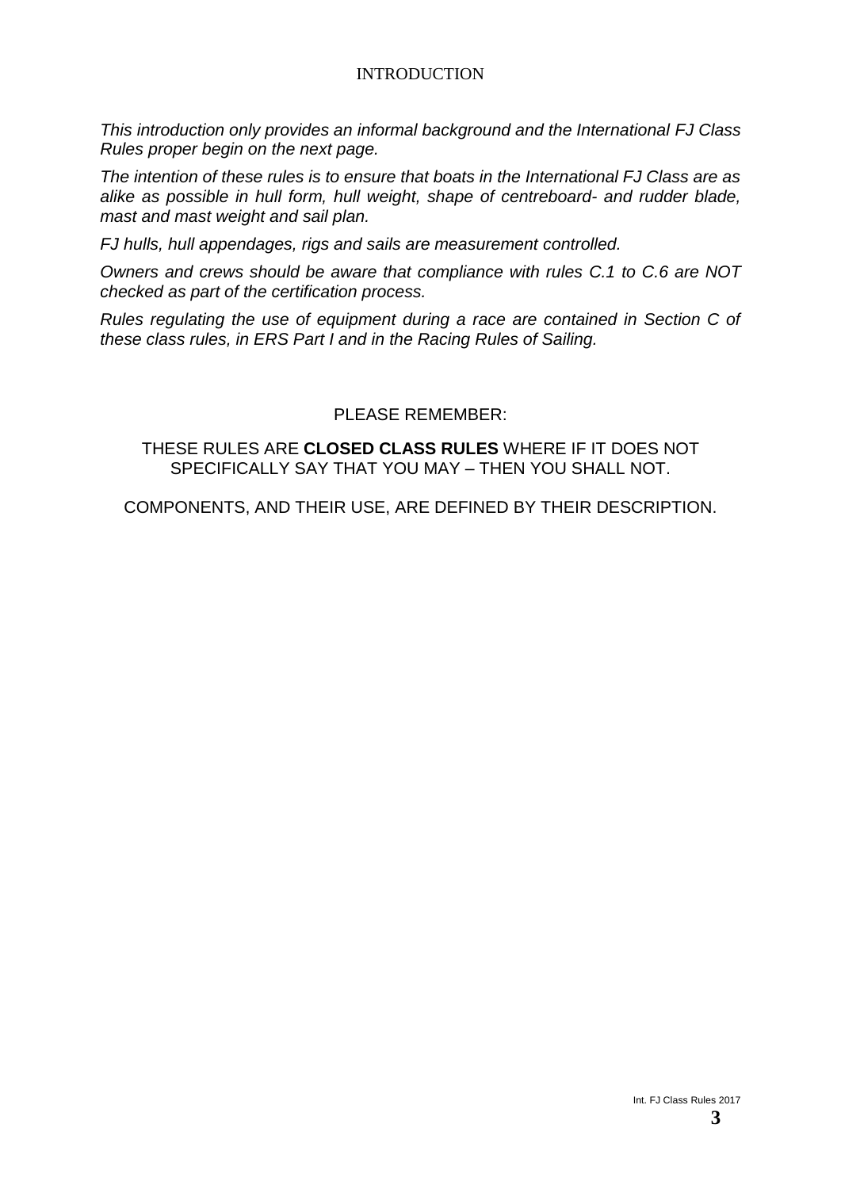# INTRODUCTION

*This introduction only provides an informal background and the International FJ Class Rules proper begin on the next page.*

*The intention of these rules is to ensure that boats in the International FJ Class are as alike as possible in hull form, hull weight, shape of centreboard- and rudder blade, mast and mast weight and sail plan.*

*FJ hulls, hull appendages, rigs and sails are measurement controlled.*

*Owners and crews should be aware that compliance with rules C.1 to C.6 are NOT checked as part of the certification process.*

*Rules regulating the use of equipment during a race are contained in Section C of these class rules, in ERS Part I and in the Racing Rules of Sailing.*

PLEASE REMEMBER:

THESE RULES ARE **CLOSED CLASS RULES** WHERE IF IT DOES NOT SPECIFICALLY SAY THAT YOU MAY – THEN YOU SHALL NOT.

COMPONENTS, AND THEIR USE, ARE DEFINED BY THEIR DESCRIPTION.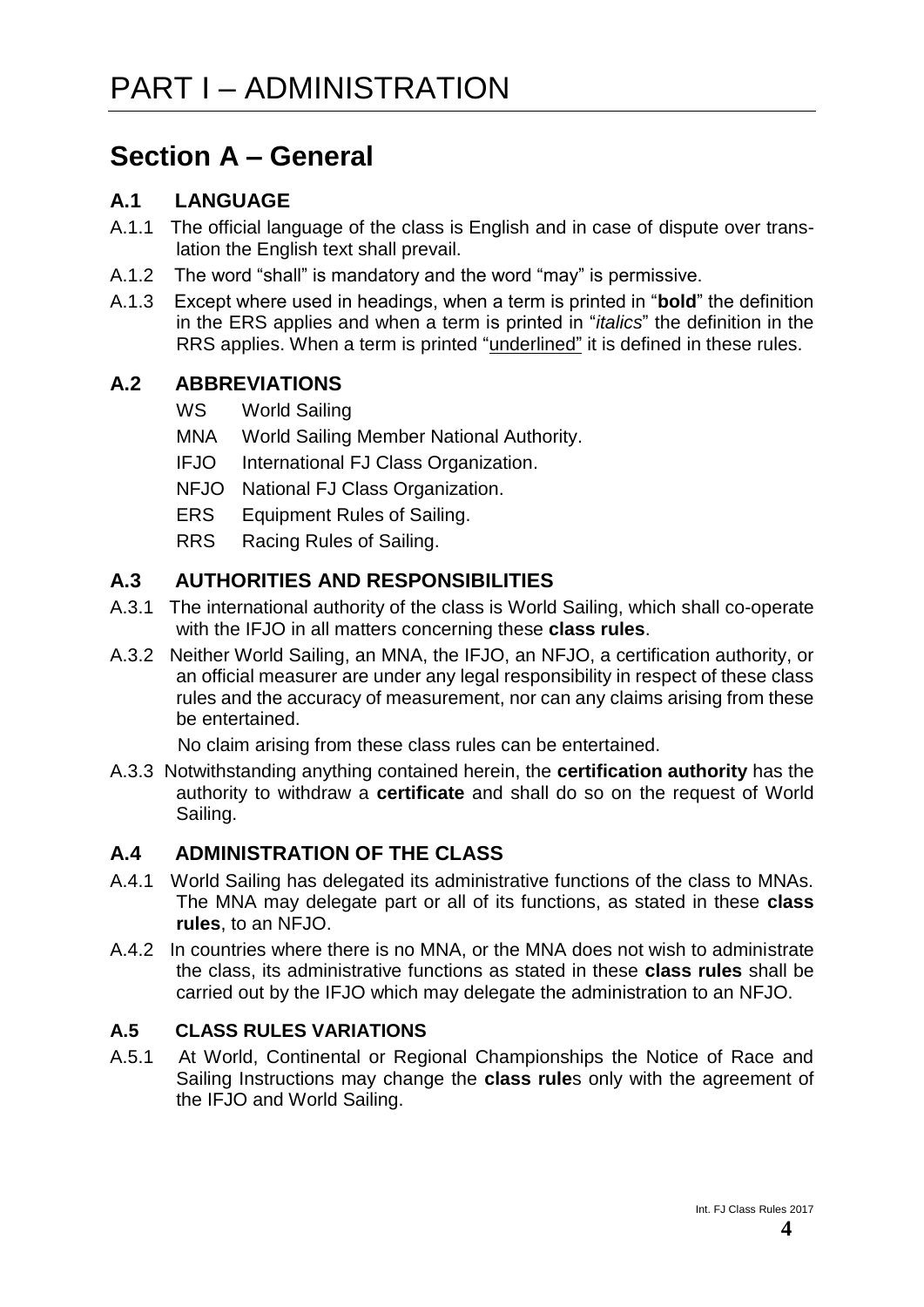# PART I – ADMINISTRATION

## Section A – General

### A.1 LANGUAGE

A.1.1 The official language of the class is English and in case of dispute over translation the English text shall prevail.

A.1.2 The word "shall" is mandatory and the word "may" is permissive.

A.1.3 Except where used in headings, when a term is printed in "**bold**" the definition in the ERS applies and when a term is printed in "*italics*" the definition in the RRS applies. When a term is printed "<u>underlined</u>" it is defined in these rules.

### A.2 ABBREVIATIONS

- WS World Sailing
- MNA World Sailing Member National Authority.
- IFJO International FJ Class Organization.
- NFJO National FJ Class Organization.
- ERS Equipment Rules of Sailing.
- RRS Racing Rules of Sailing.

### A.3 AUTHORITIES AND RESPONSIBILITIES

A.3.1 The international authority of the class is World Sailing, which shall co-operate with the IFJO in all matters concerning these **class rules**.

A.3.2 Neither World Sailing, an MNA, the IFJO, an NFJO, a certification authority, or an official measurer are under any legal responsibility in respect of these class rules and the accuracy of measurement, nor can any claims arising from these be entertained.

No claim arising from these class rules can be entertained.

A.3.3 Notwithstanding anything contained herein, the **certification authority** has the authority to withdraw a **certificate** and shall do so on the request of World Sailing.

### A.4 ADMINISTRATION OF THE CLASS

A.4.1 World Sailing has delegated its administrative functions of the class to MNAs. The MNA may delegate part or all of its functions, as stated in these **class rules**, to an NFJO.

A.4.2 In countries where there is no MNA, or the MNA does not wish to administrate the class, its administrative functions as stated in these **class rules** shall be carried out by the IFJO which may delegate the administration to an NFJO.

### A.5 CLASS RULES VARIATIONS

A.5.1 At World, Continental or Regional Championships the Notice of Race and Sailing Instructions may change the **class rule**s only with the agreement of the IFJO and World Sailing.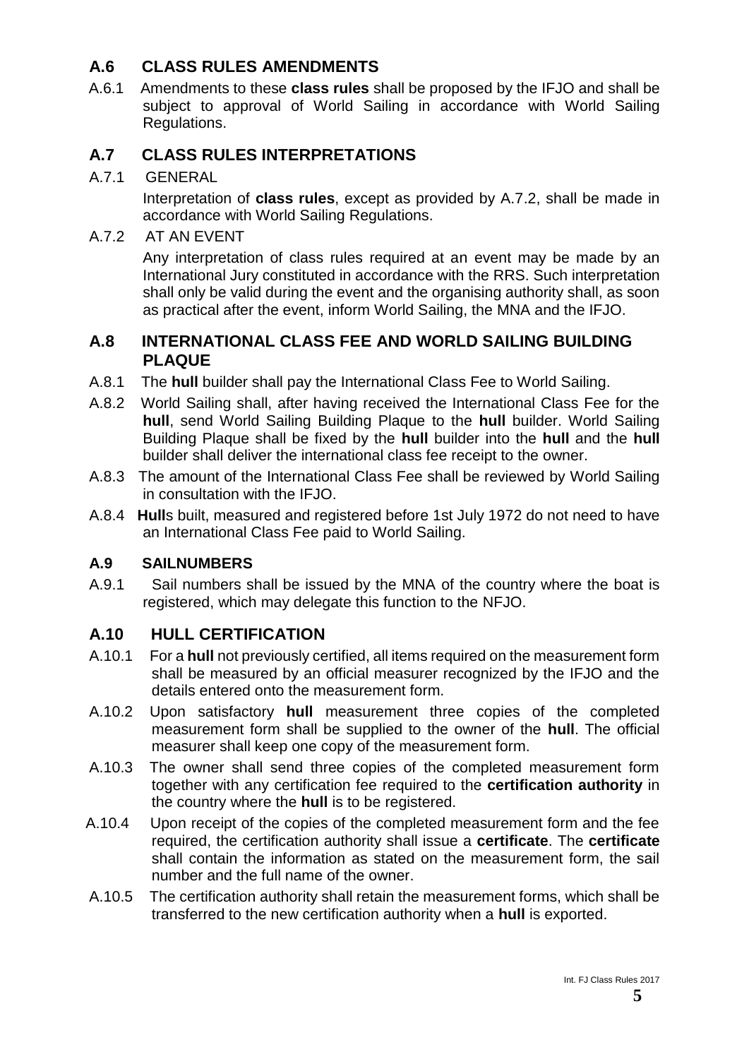## A.6 CLASS RULES AMENDMENTS

A.6.1 Amendments to these **class rules** shall be proposed by the IFJO and shall be subject to approval of World Sailing in accordance with World Sailing Regulations.

## A.7 CLASS RULES INTERPRETATIONS

A.7.1 GENERAL

Interpretation of **class rules**, except as provided by A.7.2, shall be made in accordance with World Sailing Regulations.

A.7.2 AT AN EVENT

Any interpretation of class rules required at an event may be made by an International Jury constituted in accordance with the RRS. Such interpretation shall only be valid during the event and the organising authority shall, as soon as practical after the event, inform World Sailing, the MNA and the IFJO.

## A.8 INTERNATIONAL CLASS FEE AND WORLD SAILING BUILDING PLAQUE

A.8.1 The **hull** builder shall pay the International Class Fee to World Sailing.

A.8.2 World Sailing shall, after having received the International Class Fee for the **hull**, send World Sailing Building Plaque to the **hull** builder. World Sailing Building Plaque shall be fixed by the **hull** builder into the **hull** and the **hull** builder shall deliver the international class fee receipt to the owner.

A.8.3 The amount of the International Class Fee shall be reviewed by World Sailing in consultation with the IFJO.

A.8.4 **Hull**s built, measured and registered before 1st July 1972 do not need to have an International Class Fee paid to World Sailing.

## A.9 SAILNUMBERS

A.9.1 Sail numbers shall be issued by the MNA of the country where the boat is registered, which may delegate this function to the NFJO.

## A.10 HULL CERTIFICATION

A.10.1 For a **hull** not previously certified, all items required on the measurement form shall be measured by an official measurer recognized by the IFJO and the details entered onto the measurement form.

A.10.2 Upon satisfactory **hull** measurement three copies of the completed measurement form shall be supplied to the owner of the **hull**. The official measurer shall keep one copy of the measurement form.

A.10.3 The owner shall send three copies of the completed measurement form together with any certification fee required to the **certification authority** in the country where the **hull** is to be registered.

A.10.4 Upon receipt of the copies of the completed measurement form and the fee required, the certification authority shall issue a **certificate**. The **certificate** shall contain the information as stated on the measurement form, the sail number and the full name of the owner.

A.10.5 The certification authority shall retain the measurement forms, which shall be transferred to the new certification authority when a **hull** is exported.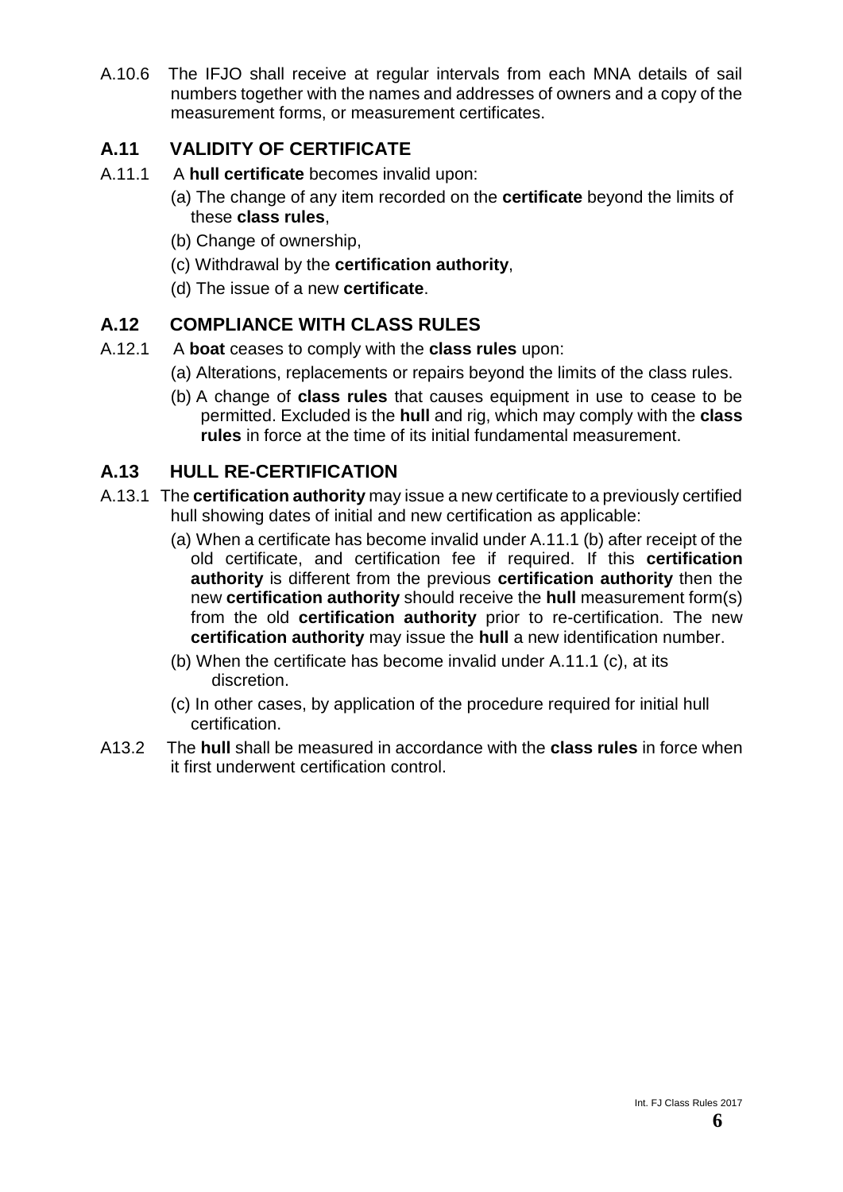A.10.6 The IFJO shall receive at regular intervals from each MNA details of sail numbers together with the names and addresses of owners and a copy of the measurement forms, or measurement certificates.

## A.11 VALIDITY OF CERTIFICATE

A.11.1 A **hull certificate** becomes invalid upon:

(a) The change of any item recorded on the **certificate** beyond the limits of these **class rules**,

(b) Change of ownership,

(c) Withdrawal by the **certification authority**,

(d) The issue of a new **certificate**.

## A.12 COMPLIANCE WITH CLASS RULES

A.12.1 A **boat** ceases to comply with the **class rules** upon:

(a) Alterations, replacements or repairs beyond the limits of the class rules.

(b) A change of **class rules** that causes equipment in use to cease to be permitted. Excluded is the **hull** and rig, which may comply with the **class rules** in force at the time of its initial fundamental measurement.

## A.13 HULL RE-CERTIFICATION

A.13.1 The **certification authority** may issue a new certificate to a previously certified hull showing dates of initial and new certification as applicable:

(a) When a certificate has become invalid under A.11.1 (b) after receipt of the old certificate, and certification fee if required. If this **certification authority** is different from the previous **certification authority** then the new **certification authority** should receive the **hull** measurement form(s) from the old **certification authority** prior to re-certification. The new **certification authority** may issue the **hull** a new identification number.

(b) When the certificate has become invalid under A.11.1 (c), at its discretion.

(c) In other cases, by application of the procedure required for initial hull certification.

A13.2 The **hull** shall be measured in accordance with the **class rules** in force when it first underwent certification control.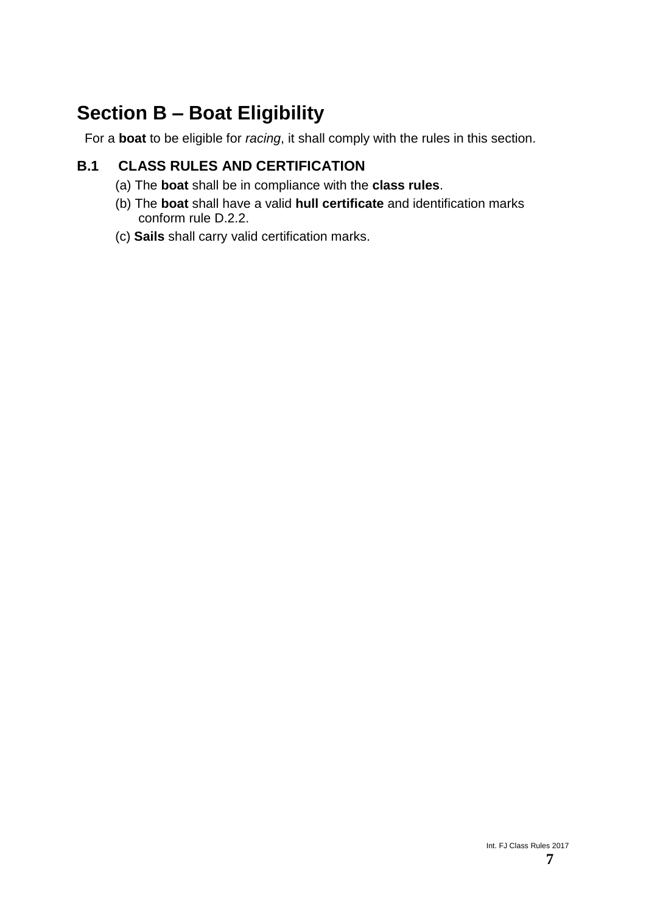# Section B – Boat Eligibility

For a **boat** to be eligible for *racing*, it shall comply with the rules in this section.

## B.1 CLASS RULES AND CERTIFICATION

(a) The **boat** shall be in compliance with the **class rules**.

(b) The **boat** shall have a valid **hull certificate** and identification marks conform rule D.2.2.

(c) **Sails** shall carry valid certification marks.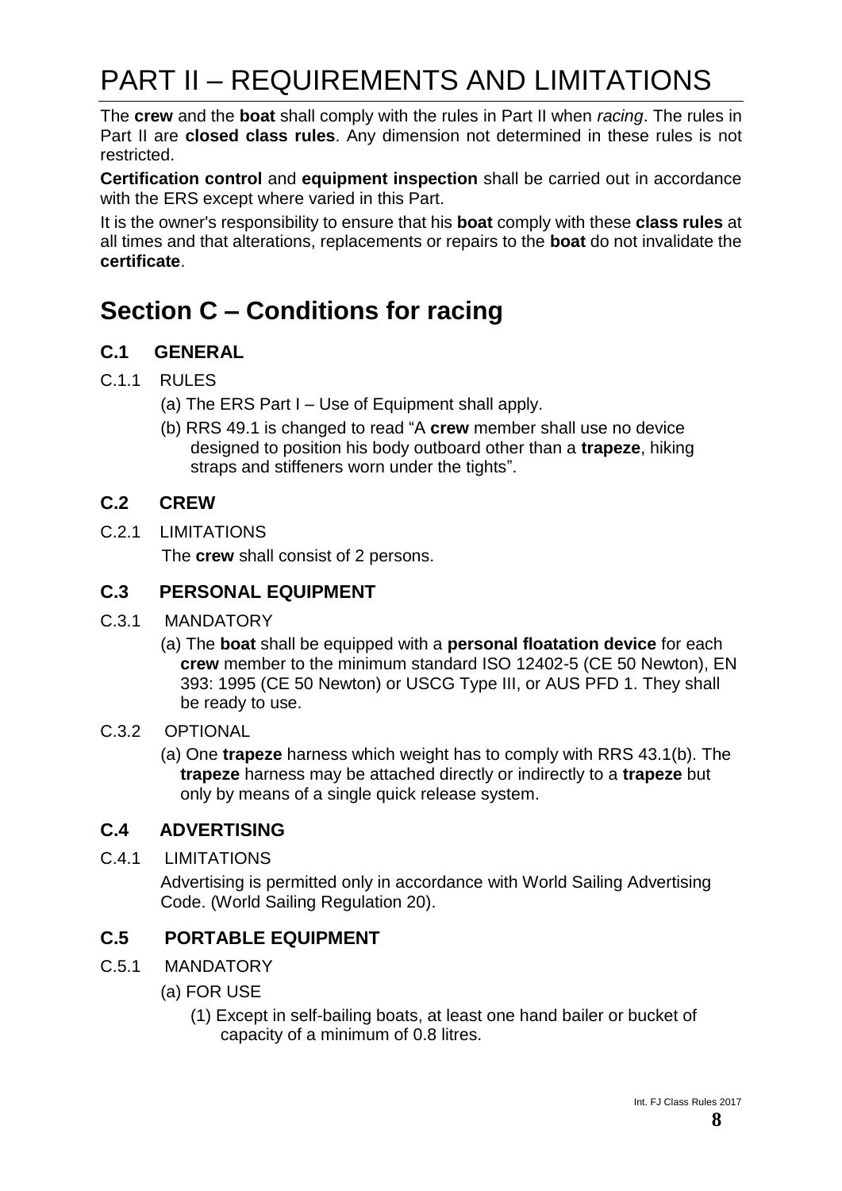# PART II – REQUIREMENTS AND LIMITATIONS

The **crew** and the **boat** shall comply with the rules in Part II when *racing*. The rules in Part II are **closed class rules**. Any dimension not determined in these rules is not restricted.

**Certification control** and **equipment inspection** shall be carried out in accordance with the ERS except where varied in this Part.

It is the owner's responsibility to ensure that his **boat** comply with these **class rules** at all times and that alterations, replacements or repairs to the **boat** do not invalidate the **certificate**.

## Section C – Conditions for racing

### C.1 GENERAL

C.1.1 RULES

(a) The ERS Part I – Use of Equipment shall apply.

(b) RRS 49.1 is changed to read "A **crew** member shall use no device designed to position his body outboard other than a **trapeze**, hiking straps and stiffeners worn under the tights".

### C.2 CREW

C.2.1 LIMITATIONS

The **crew** shall consist of 2 persons.

### C.3 PERSONAL EQUIPMENT

C.3.1 MANDATORY

(a) The **boat** shall be equipped with a **personal floatation device** for each **crew** member to the minimum standard ISO 12402-5 (CE 50 Newton), EN 393: 1995 (CE 50 Newton) or USCG Type III, or AUS PFD 1. They shall be ready to use.

C.3.2 OPTIONAL

(a) One **trapeze** harness which weight has to comply with RRS 43.1(b). The **trapeze** harness may be attached directly or indirectly to a **trapeze** but only by means of a single quick release system.

### C.4 ADVERTISING

C.4.1 LIMITATIONS

Advertising is permitted only in accordance with World Sailing Advertising Code. (World Sailing Regulation 20).

### C.5 PORTABLE EQUIPMENT

C.5.1 MANDATORY

(a) FOR USE

(1) Except in self-bailing boats, at least one hand bailer or bucket of capacity of a minimum of 0.8 litres.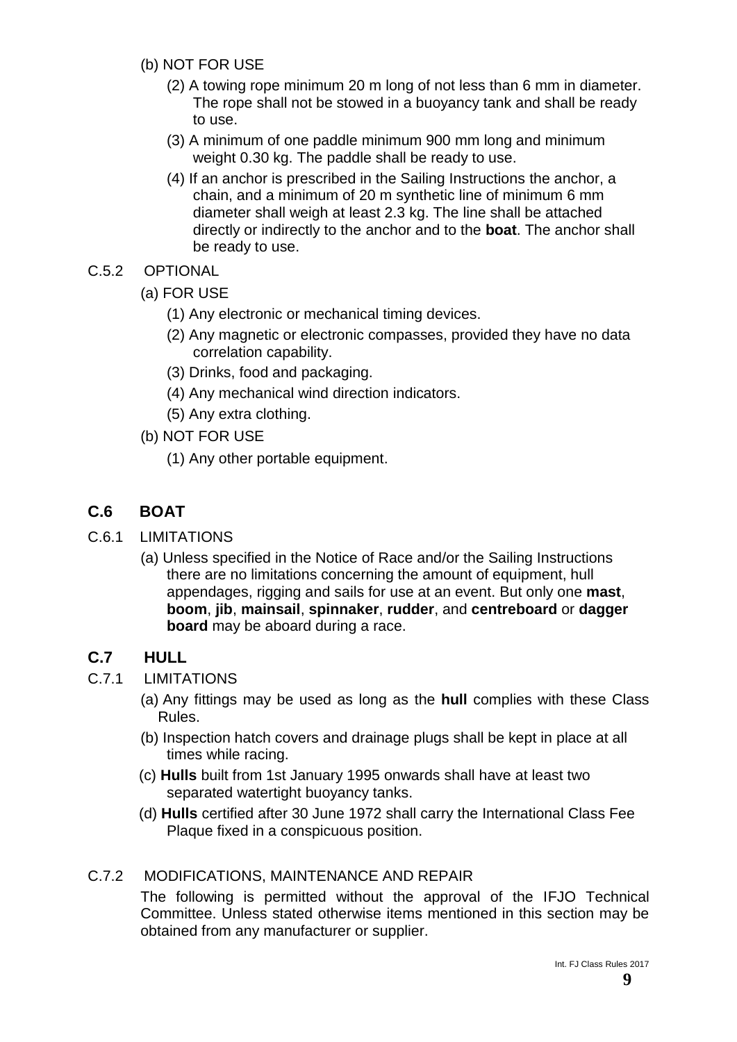(b) NOT FOR USE

(2) A towing rope minimum 20 m long of not less than 6 mm in diameter. The rope shall not be stowed in a buoyancy tank and shall be ready to use.

(3) A minimum of one paddle minimum 900 mm long and minimum weight 0.30 kg. The paddle shall be ready to use.

(4) If an anchor is prescribed in the Sailing Instructions the anchor, a chain, and a minimum of 20 m synthetic line of minimum 6 mm diameter shall weigh at least 2.3 kg. The line shall be attached directly or indirectly to the anchor and to the **boat**. The anchor shall be ready to use.

C.5.2 OPTIONAL

(a) FOR USE

(1) Any electronic or mechanical timing devices.

(2) Any magnetic or electronic compasses, provided they have no data correlation capability.

(3) Drinks, food and packaging.

(4) Any mechanical wind direction indicators.

(5) Any extra clothing.

(b) NOT FOR USE

(1) Any other portable equipment.

## C.6 BOAT

C.6.1 LIMITATIONS

(a) Unless specified in the Notice of Race and/or the Sailing Instructions there are no limitations concerning the amount of equipment, hull appendages, rigging and sails for use at an event. But only one **mast**, **boom**, **jib**, **mainsail**, **spinnaker**, **rudder**, and **centreboard** or **dagger board** may be aboard during a race.

## C.7 HULL

C.7.1 LIMITATIONS

(a) Any fittings may be used as long as the **hull** complies with these Class Rules.

(b) Inspection hatch covers and drainage plugs shall be kept in place at all times while racing.

(c) **Hulls** built from 1st January 1995 onwards shall have at least two separated watertight buoyancy tanks.

(d) **Hulls** certified after 30 June 1972 shall carry the International Class Fee Plaque fixed in a conspicuous position.

C.7.2 MODIFICATIONS, MAINTENANCE AND REPAIR

The following is permitted without the approval of the IFJO Technical Committee. Unless stated otherwise items mentioned in this section may be obtained from any manufacturer or supplier.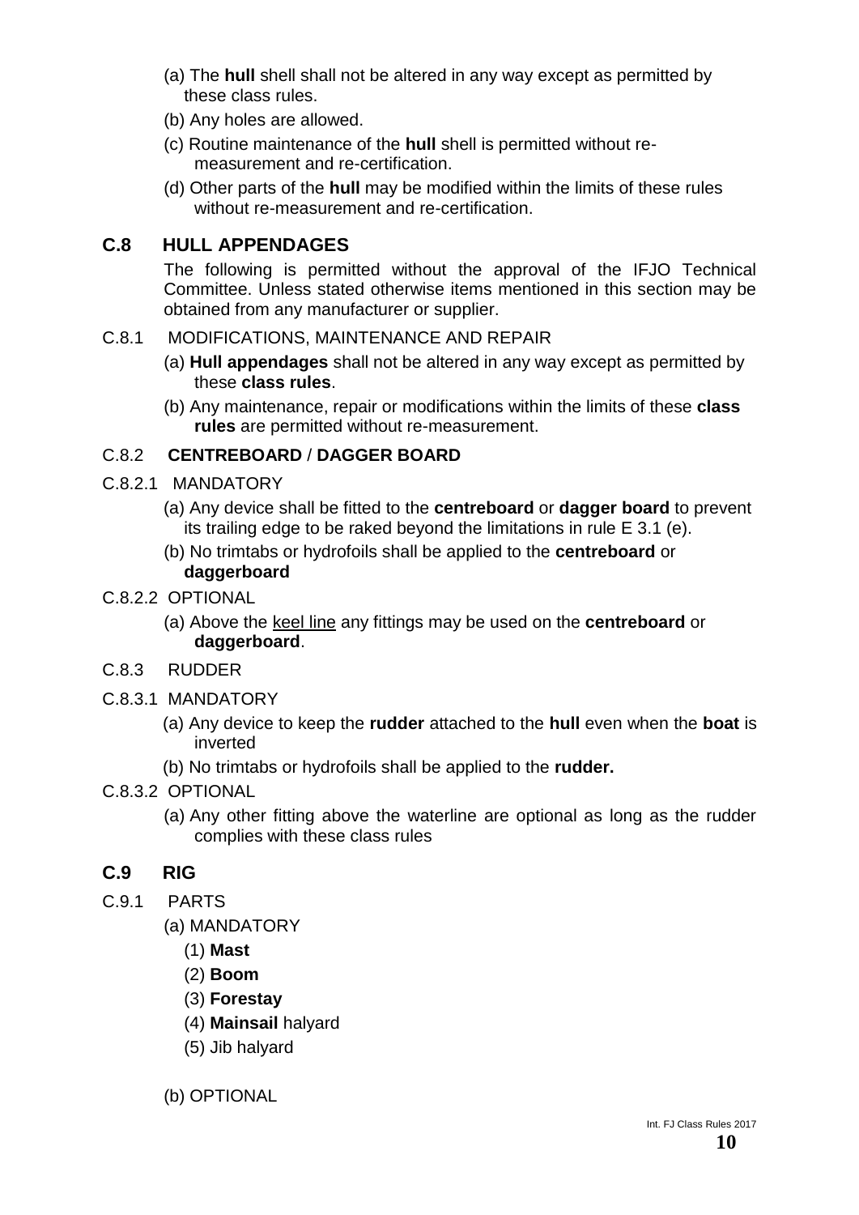(a) The **hull** shell shall not be altered in any way except as permitted by these class rules.

(b) Any holes are allowed.

(c) Routine maintenance of the **hull** shell is permitted without re-measurement and re-certification.

(d) Other parts of the **hull** may be modified within the limits of these rules without re-measurement and re-certification.

## C.8 HULL APPENDAGES

The following is permitted without the approval of the IFJO Technical Committee. Unless stated otherwise items mentioned in this section may be obtained from any manufacturer or supplier.

C.8.1 MODIFICATIONS, MAINTENANCE AND REPAIR

(a) **Hull appendages** shall not be altered in any way except as permitted by these **class rules**.

(b) Any maintenance, repair or modifications within the limits of these **class rules** are permitted without re-measurement.

C.8.2 **CENTREBOARD** / **DAGGER BOARD**

C.8.2.1 MANDATORY

(a) Any device shall be fitted to the **centreboard** or **dagger board** to prevent its trailing edge to be raked beyond the limitations in rule E 3.1 (e).

(b) No trimtabs or hydrofoils shall be applied to the **centreboard** or **daggerboard**

C.8.2.2 OPTIONAL

(a) Above the <u>keel line</u> any fittings may be used on the **centreboard** or **daggerboard**.

C.8.3 RUDDER

C.8.3.1 MANDATORY

(a) Any device to keep the **rudder** attached to the **hull** even when the **boat** is inverted

(b) No trimtabs or hydrofoils shall be applied to the **rudder.**

C.8.3.2 OPTIONAL

(a) Any other fitting above the waterline are optional as long as the rudder complies with these class rules

## C.9 RIG

C.9.1 PARTS

(a) MANDATORY

(1) **Mast**

(2) **Boom**

(3) **Forestay**

(4) **Mainsail** halyard

(5) Jib halyard

(b) OPTIONAL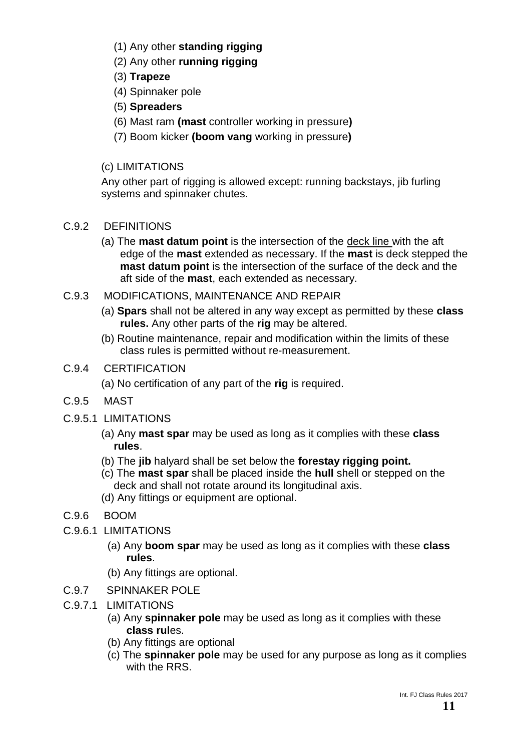(1) Any other **standing rigging**

(2) Any other **running rigging**

(3) **Trapeze**

(4) Spinnaker pole

(5) **Spreaders**

(6) Mast ram **(mast** controller working in pressure**)**

(7) Boom kicker **(boom vang** working in pressure**)**

(c) LIMITATIONS

Any other part of rigging is allowed except: running backstays, jib furling systems and spinnaker chutes.

C.9.2 DEFINITIONS

(a) The **mast datum point** is the intersection of the deck line with the aft edge of the **mast** extended as necessary. If the **mast** is deck stepped the **mast datum point** is the intersection of the surface of the deck and the aft side of the **mast**, each extended as necessary.

C.9.3 MODIFICATIONS, MAINTENANCE AND REPAIR

(a) **Spars** shall not be altered in any way except as permitted by these **class rules.** Any other parts of the **rig** may be altered.

(b) Routine maintenance, repair and modification within the limits of these class rules is permitted without re-measurement.

C.9.4 CERTIFICATION

(a) No certification of any part of the **rig** is required.

C.9.5 MAST

C.9.5.1 LIMITATIONS

(a) Any **mast spar** may be used as long as it complies with these **class rules**.

(b) The **jib** halyard shall be set below the **forestay rigging point.**

(c) The **mast spar** shall be placed inside the **hull** shell or stepped on the deck and shall not rotate around its longitudinal axis.

(d) Any fittings or equipment are optional.

C.9.6 BOOM

C.9.6.1 LIMITATIONS

(a) Any **boom spar** may be used as long as it complies with these **class rules**.

(b) Any fittings are optional.

C.9.7 SPINNAKER POLE

C.9.7.1 LIMITATIONS

(a) Any **spinnaker pole** may be used as long as it complies with these **class rul**es.

(b) Any fittings are optional

(c) The **spinnaker pole** may be used for any purpose as long as it complies with the RRS.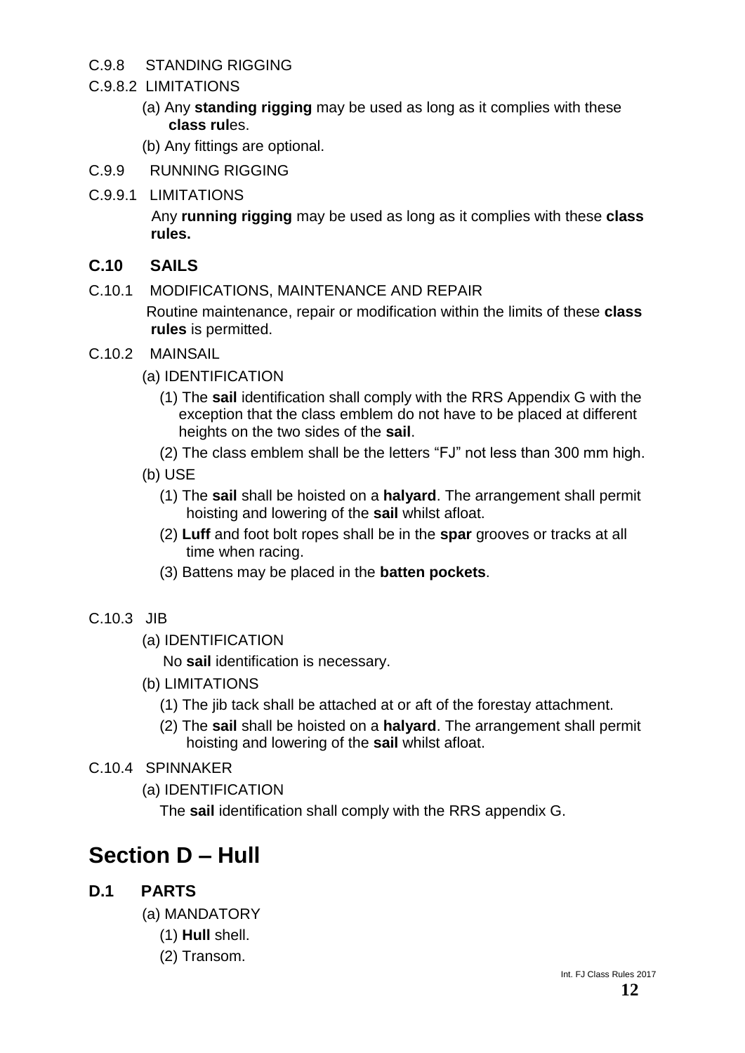C.9.8 STANDING RIGGING

C.9.8.2 LIMITATIONS

(a) Any **standing rigging** may be used as long as it complies with these **class rul**es.

(b) Any fittings are optional.

C.9.9 RUNNING RIGGING

C.9.9.1 LIMITATIONS

Any **running rigging** may be used as long as it complies with these **class rules.**

## C.10 SAILS

C.10.1 MODIFICATIONS, MAINTENANCE AND REPAIR

Routine maintenance, repair or modification within the limits of these **class rules** is permitted.

C.10.2 MAINSAIL

(a) IDENTIFICATION

(1) The **sail** identification shall comply with the RRS Appendix G with the exception that the class emblem do not have to be placed at different heights on the two sides of the **sail**.

(2) The class emblem shall be the letters "FJ" not less than 300 mm high.

(b) USE

(1) The **sail** shall be hoisted on a **halyard**. The arrangement shall permit hoisting and lowering of the **sail** whilst afloat.

(2) **Luff** and foot bolt ropes shall be in the **spar** grooves or tracks at all time when racing.

(3) Battens may be placed in the **batten pockets**.

C.10.3 JIB

(a) IDENTIFICATION

No **sail** identification is necessary.

(b) LIMITATIONS

(1) The jib tack shall be attached at or aft of the forestay attachment.

(2) The **sail** shall be hoisted on a **halyard**. The arrangement shall permit hoisting and lowering of the **sail** whilst afloat.

C.10.4 SPINNAKER

(a) IDENTIFICATION

The **sail** identification shall comply with the RRS appendix G.

# Section D – Hull

## D.1 PARTS

(a) MANDATORY

(1) **Hull** shell.

(2) Transom.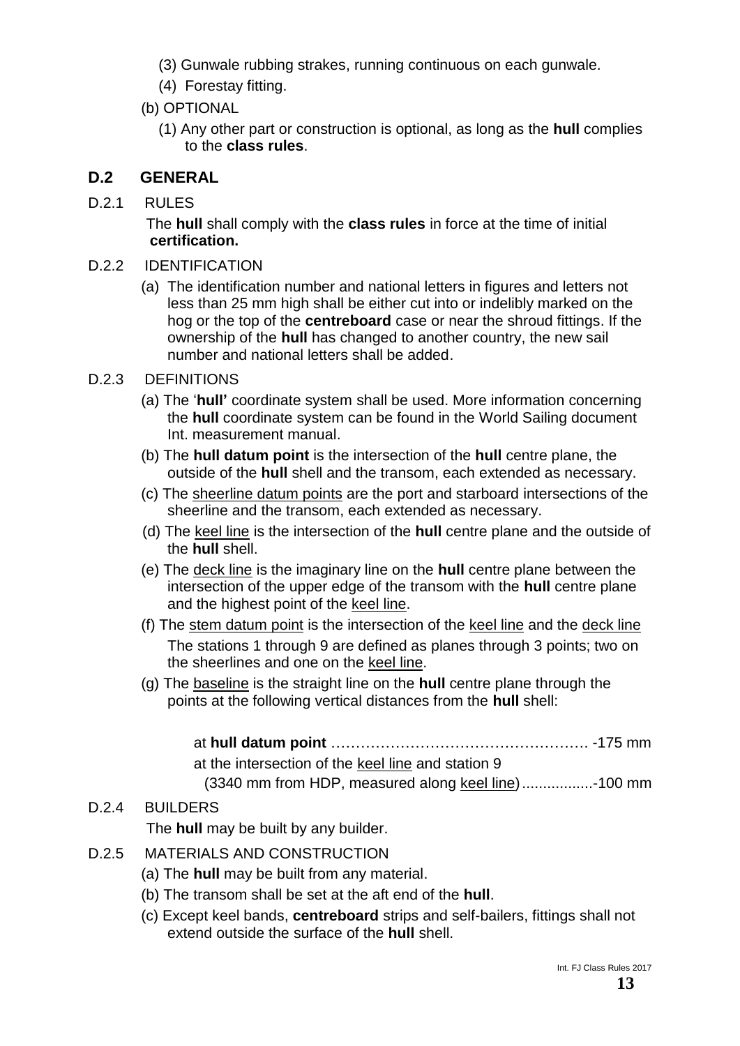(3) Gunwale rubbing strakes, running continuous on each gunwale.

(4) Forestay fitting.

(b) OPTIONAL

(1) Any other part or construction is optional, as long as the **hull** complies to the **class rules**.

## D.2 GENERAL

D.2.1 RULES

The **hull** shall comply with the **class rules** in force at the time of initial **certification.**

D.2.2 IDENTIFICATION

(a) The identification number and national letters in figures and letters not less than 25 mm high shall be either cut into or indelibly marked on the hog or the top of the **centreboard** case or near the shroud fittings. If the ownership of the **hull** has changed to another country, the new sail number and national letters shall be added.

D.2.3 DEFINITIONS

(a) The '**hull'** coordinate system shall be used. More information concerning the **hull** coordinate system can be found in the World Sailing document Int. measurement manual.

(b) The **hull datum point** is the intersection of the **hull** centre plane, the outside of the **hull** shell and the transom, each extended as necessary.

(c) The <u>sheerline datum points</u> are the port and starboard intersections of the sheerline and the transom, each extended as necessary.

(d) The <u>keel line</u> is the intersection of the **hull** centre plane and the outside of the **hull** shell.

(e) The <u>deck line</u> is the imaginary line on the **hull** centre plane between the intersection of the upper edge of the transom with the **hull** centre plane and the highest point of the <u>keel line</u>.

(f) The <u>stem datum point</u> is the intersection of the <u>keel line</u> and the <u>deck line</u>
The stations 1 through 9 are defined as planes through 3 points; two on the sheerlines and one on the <u>keel line</u>.

(g) The <u>baseline</u> is the straight line on the **hull** centre plane through the points at the following vertical distances from the **hull** shell:

at **hull datum point** ……………………………………………. -175 mm
at the intersection of the <u>keel line</u> and station 9
(3340 mm from HDP, measured along <u>keel line</u>)................-100 mm

D.2.4 BUILDERS

The **hull** may be built by any builder.

D.2.5 MATERIALS AND CONSTRUCTION

(a) The **hull** may be built from any material.

(b) The transom shall be set at the aft end of the **hull**.

(c) Except keel bands, **centreboard** strips and self-bailers, fittings shall not extend outside the surface of the **hull** shell.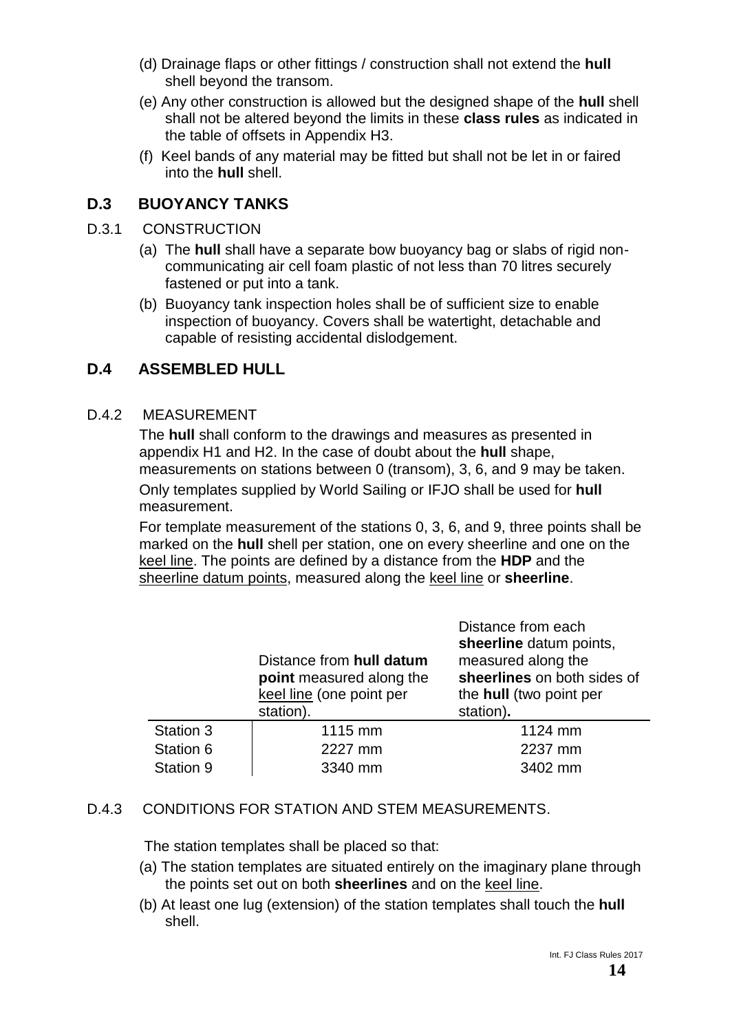(d) Drainage flaps or other fittings / construction shall not extend the **hull** shell beyond the transom.

(e) Any other construction is allowed but the designed shape of the **hull** shell shall not be altered beyond the limits in these **class rules** as indicated in the table of offsets in Appendix H3.

(f) Keel bands of any material may be fitted but shall not be let in or faired into the **hull** shell.

## D.3 BUOYANCY TANKS

### D.3.1 CONSTRUCTION

(a) The **hull** shall have a separate bow buoyancy bag or slabs of rigid non-communicating air cell foam plastic of not less than 70 litres securely fastened or put into a tank.

(b) Buoyancy tank inspection holes shall be of sufficient size to enable inspection of buoyancy. Covers shall be watertight, detachable and capable of resisting accidental dislodgement.

## D.4 ASSEMBLED HULL

### D.4.2 MEASUREMENT

The **hull** shall conform to the drawings and measures as presented in appendix H1 and H2. In the case of doubt about the **hull** shape, measurements on stations between 0 (transom), 3, 6, and 9 may be taken.

Only templates supplied by World Sailing or IFJO shall be used for **hull** measurement.

For template measurement of the stations 0, 3, 6, and 9, three points shall be marked on the **hull** shell per station, one on every sheerline and one on the keel line. The points are defined by a distance from the **HDP** and the sheerline datum points, measured along the keel line or **sheerline**.

| | Distance from **hull datum point** measured along the keel line (one point per station). | Distance from each **sheerline** datum points, measured along the **sheerlines** on both sides of the **hull** (two point per station). |
|---|---|---|
| Station 3 | 1115 mm | 1124 mm |
| Station 6 | 2227 mm | 2237 mm |
| Station 9 | 3340 mm | 3402 mm |

### D.4.3 CONDITIONS FOR STATION AND STEM MEASUREMENTS.

The station templates shall be placed so that:

(a) The station templates are situated entirely on the imaginary plane through the points set out on both **sheerlines** and on the keel line.

(b) At least one lug (extension) of the station templates shall touch the **hull** shell.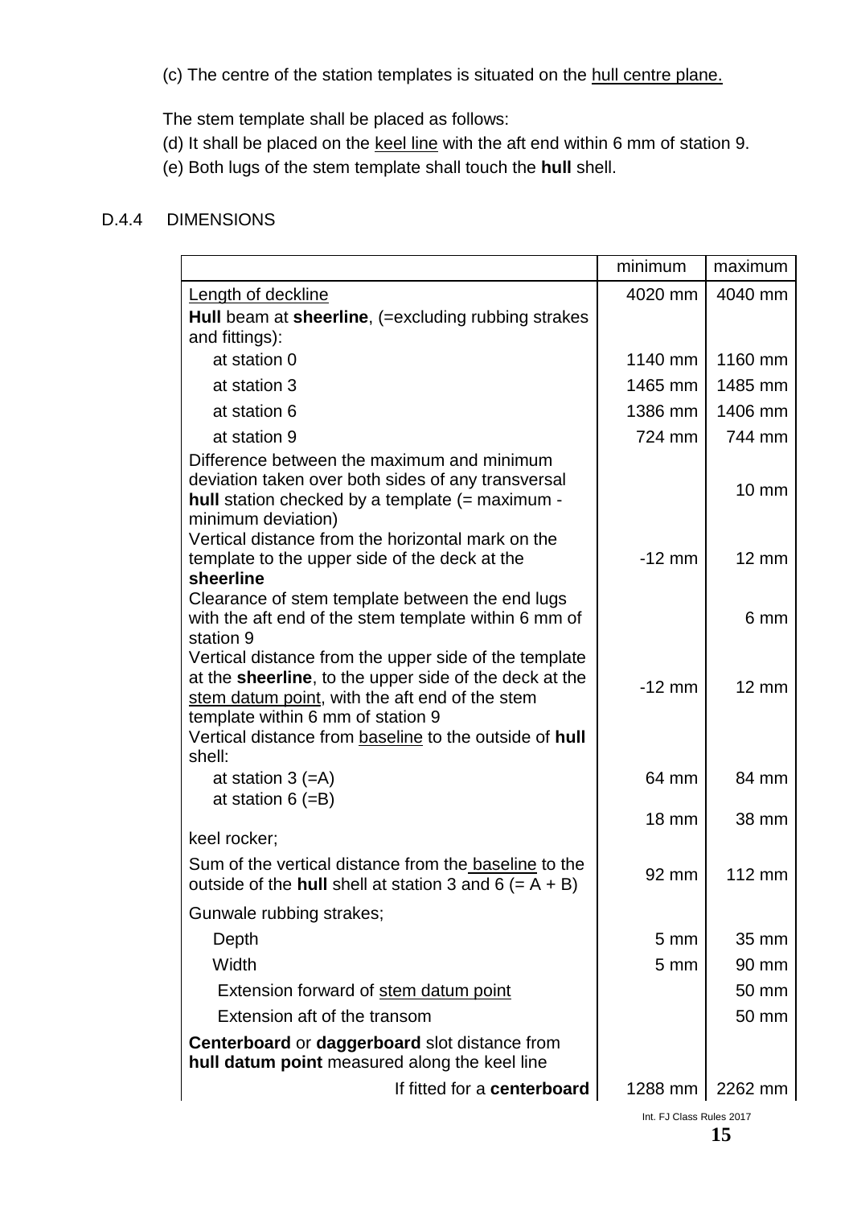(c) The centre of the station templates is situated on the hull centre plane.

The stem template shall be placed as follows:

(d) It shall be placed on the keel line with the aft end within 6 mm of station 9.

(e) Both lugs of the stem template shall touch the **hull** shell.

### D.4.4 DIMENSIONS

| | minimum | maximum |
|---|---|---|
| Length of deckline | 4020 mm | 4040 mm |
| **Hull** beam at **sheerline**, (=excluding rubbing strakes and fittings): | | |
| at station 0 | 1140 mm | 1160 mm |
| at station 3 | 1465 mm | 1485 mm |
| at station 6 | 1386 mm | 1406 mm |
| at station 9 | 724 mm | 744 mm |
| Difference between the maximum and minimum deviation taken over both sides of any transversal **hull** station checked by a template (= maximum - minimum deviation) | | 10 mm |
| Vertical distance from the horizontal mark on the template to the upper side of the deck at the **sheerline** | -12 mm | 12 mm |
| Clearance of stem template between the end lugs with the aft end of the stem template within 6 mm of station 9 | | 6 mm |
| Vertical distance from the upper side of the template at the **sheerline**, to the upper side of the deck at the stem datum point, with the aft end of the stem template within 6 mm of station 9 | -12 mm | 12 mm |
| Vertical distance from baseline to the outside of **hull** shell: | | |
| at station 3 (=A) | 64 mm | 84 mm |
| at station 6 (=B) | 18 mm | 38 mm |
| keel rocker; | | |
| Sum of the vertical distance from the baseline to the outside of the **hull** shell at station 3 and 6 (= A + B) | 92 mm | 112 mm |
| Gunwale rubbing strakes; | | |
| Depth | 5 mm | 35 mm |
| Width | 5 mm | 90 mm |
| Extension forward of stem datum point | | 50 mm |
| Extension aft of the transom | | 50 mm |
| **Centerboard** or **daggerboard** slot distance from **hull datum point** measured along the keel line | | |
| If fitted for a **centerboard** | 1288 mm | 2262 mm |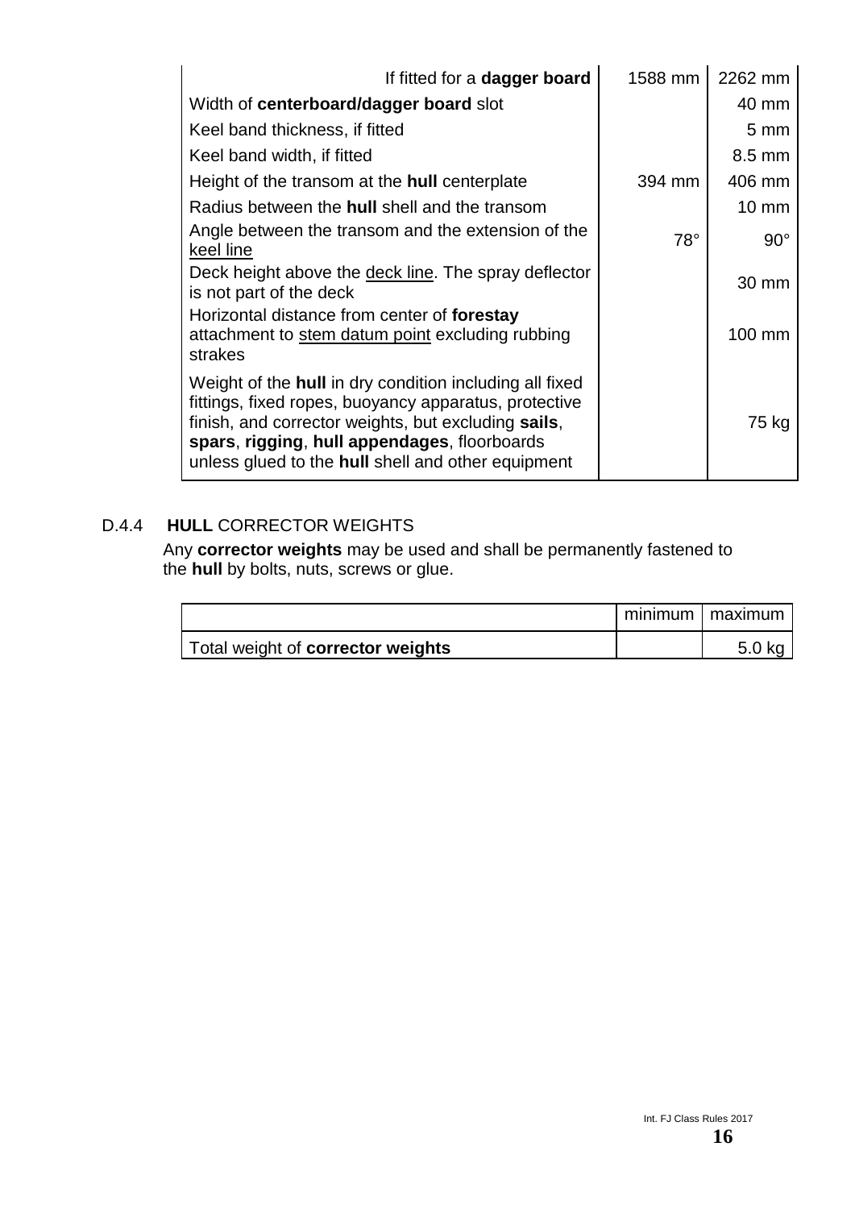| | | |
|---|---|---|
| If fitted for a **dagger board** | 1588 mm | 2262 mm |
| Width of **centerboard/dagger board** slot | | 40 mm |
| Keel band thickness, if fitted | | 5 mm |
| Keel band width, if fitted | | 8.5 mm |
| Height of the transom at the **hull** centerplate | 394 mm | 406 mm |
| Radius between the **hull** shell and the transom | | 10 mm |
| Angle between the transom and the extension of the keel line | 78° | 90° |
| Deck height above the deck line. The spray deflector is not part of the deck | | 30 mm |
| Horizontal distance from center of **forestay** attachment to stem datum point excluding rubbing strakes | | 100 mm |
| Weight of the **hull** in dry condition including all fixed fittings, fixed ropes, buoyancy apparatus, protective finish, and corrector weights, but excluding **sails**, **spars**, **rigging**, **hull appendages**, floorboards unless glued to the **hull** shell and other equipment | | 75 kg |

D.4.4 **HULL** CORRECTOR WEIGHTS

Any **corrector weights** may be used and shall be permanently fastened to the **hull** by bolts, nuts, screws or glue.

| | minimum | maximum |
|---|---|---|
| Total weight of **corrector weights** | | 5.0 kg |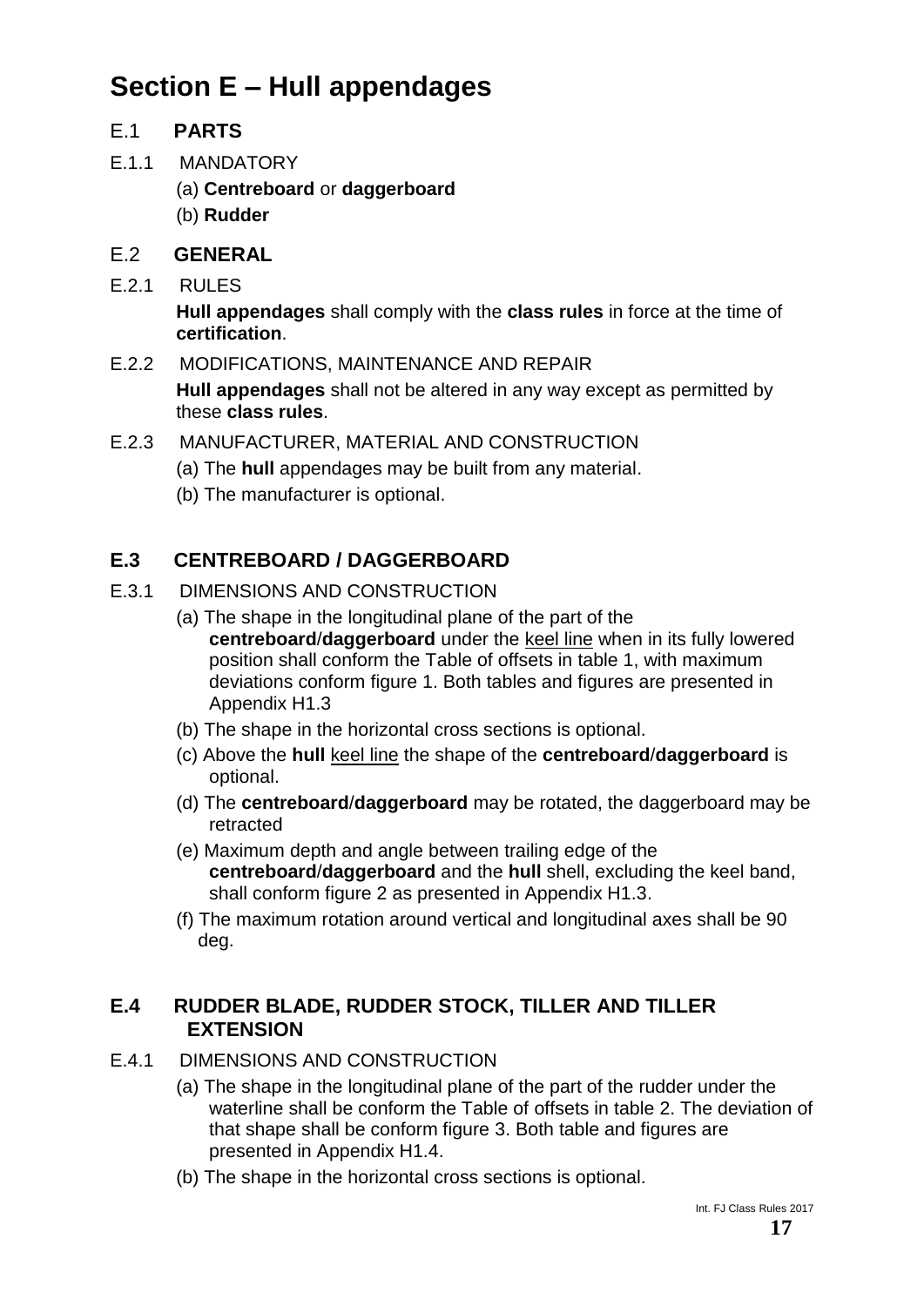# Section E – Hull appendages

## E.1 **PARTS**

E.1.1 MANDATORY

(a) **Centreboard** or **daggerboard**

(b) **Rudder**

## E.2 **GENERAL**

E.2.1 RULES

**Hull appendages** shall comply with the **class rules** in force at the time of **certification**.

E.2.2 MODIFICATIONS, MAINTENANCE AND REPAIR

**Hull appendages** shall not be altered in any way except as permitted by these **class rules**.

E.2.3 MANUFACTURER, MATERIAL AND CONSTRUCTION

(a) The **hull** appendages may be built from any material.

(b) The manufacturer is optional.

## **E.3 CENTREBOARD / DAGGERBOARD**

E.3.1 DIMENSIONS AND CONSTRUCTION

(a) The shape in the longitudinal plane of the part of the **centreboard**/**daggerboard** under the keel line when in its fully lowered position shall conform the Table of offsets in table 1, with maximum deviations conform figure 1. Both tables and figures are presented in Appendix H1.3

(b) The shape in the horizontal cross sections is optional.

(c) Above the **hull** keel line the shape of the **centreboard**/**daggerboard** is optional.

(d) The **centreboard**/**daggerboard** may be rotated, the daggerboard may be retracted

(e) Maximum depth and angle between trailing edge of the **centreboard**/**daggerboard** and the **hull** shell, excluding the keel band, shall conform figure 2 as presented in Appendix H1.3.

(f) The maximum rotation around vertical and longitudinal axes shall be 90 deg.

## **E.4 RUDDER BLADE, RUDDER STOCK, TILLER AND TILLER EXTENSION**

E.4.1 DIMENSIONS AND CONSTRUCTION

(a) The shape in the longitudinal plane of the part of the rudder under the waterline shall be conform the Table of offsets in table 2. The deviation of that shape shall be conform figure 3. Both table and figures are presented in Appendix H1.4.

(b) The shape in the horizontal cross sections is optional.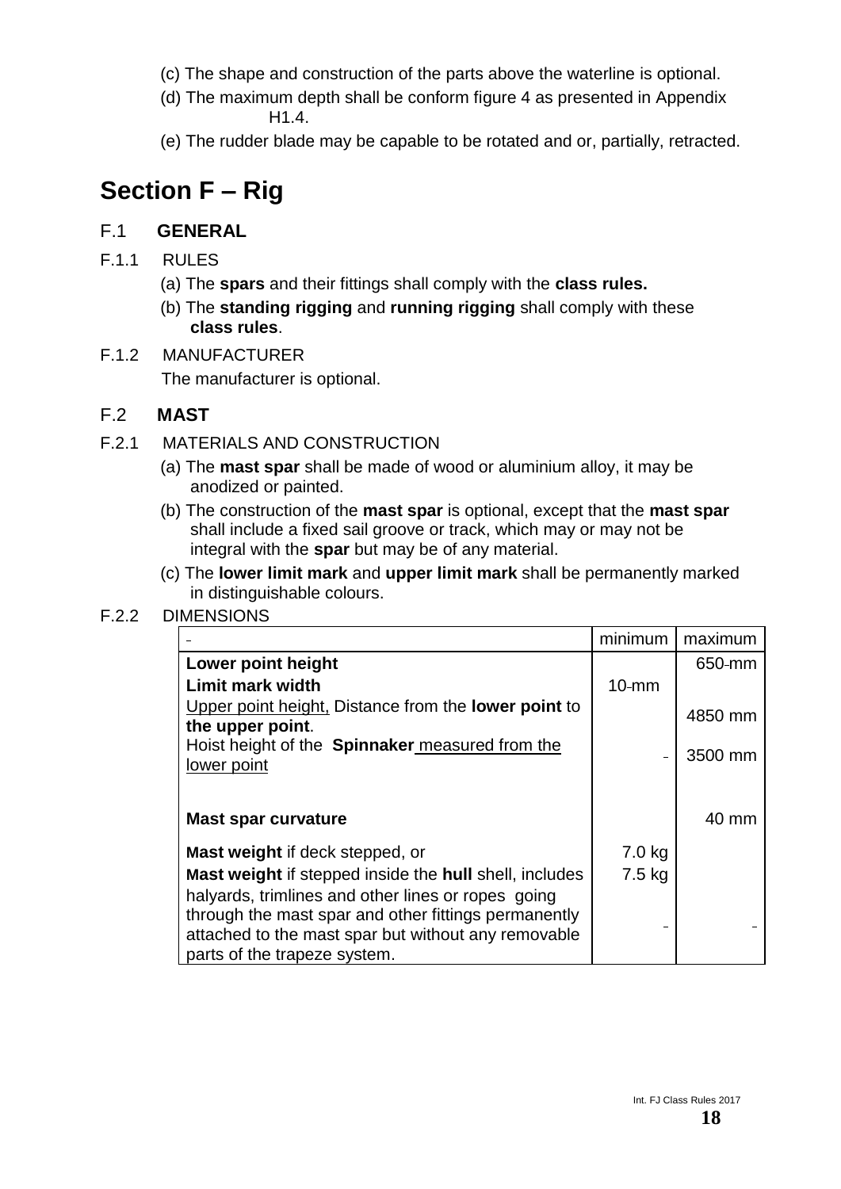(c) The shape and construction of the parts above the waterline is optional.

(d) The maximum depth shall be conform figure 4 as presented in Appendix H1.4.

(e) The rudder blade may be capable to be rotated and or, partially, retracted.

# Section F – Rig

## F.1 GENERAL

F.1.1 RULES

(a) The **spars** and their fittings shall comply with the **class rules.**

(b) The **standing rigging** and **running rigging** shall comply with these **class rules**.

F.1.2 MANUFACTURER

The manufacturer is optional.

## F.2 MAST

F.2.1 MATERIALS AND CONSTRUCTION

(a) The **mast spar** shall be made of wood or aluminium alloy, it may be anodized or painted.

(b) The construction of the **mast spar** is optional, except that the **mast spar** shall include a fixed sail groove or track, which may or may not be integral with the **spar** but may be of any material.

(c) The **lower limit mark** and **upper limit mark** shall be permanently marked in distinguishable colours.

F.2.2 DIMENSIONS

| | minimum | maximum |
|---|---|---|
| **Lower point height** | | 650 mm |
| **Limit mark width** | 10 mm | |
| Upper point height, Distance from the **lower point** to **the upper point**. | | 4850 mm |
| Hoist height of the **Spinnaker** measured from the lower point | | 3500 mm |
| **Mast spar curvature** | | 40 mm |
| **Mast weight** if deck stepped, or | 7.0 kg | |
| **Mast weight** if stepped inside the **hull** shell, includes halyards, trimlines and other lines or ropes going through the mast spar and other fittings permanently attached to the mast spar but without any removable parts of the trapeze system. | 7.5 kg | |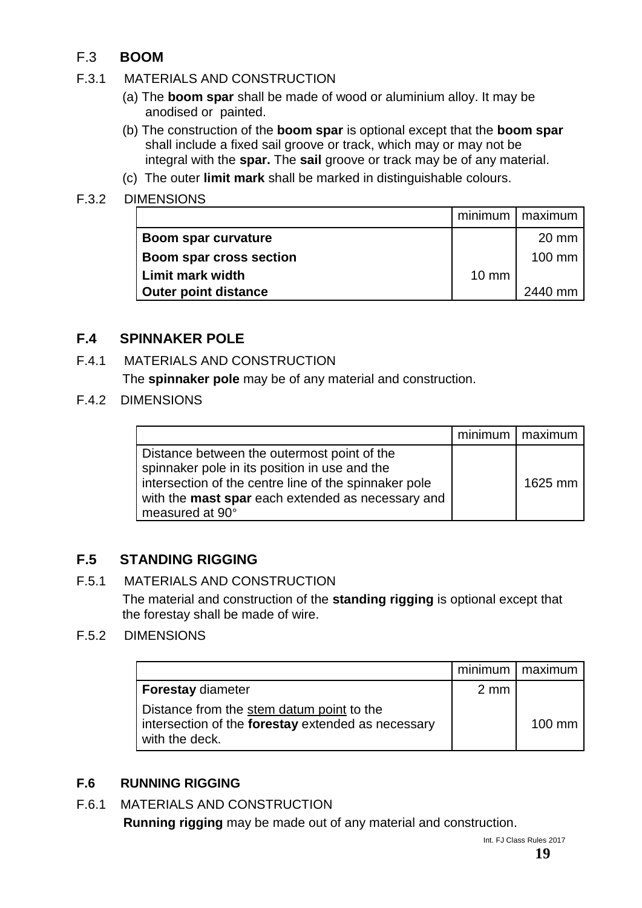## F.3 **BOOM**

### F.3.1 MATERIALS AND CONSTRUCTION

(a) The **boom spar** shall be made of wood or aluminium alloy. It may be anodised or painted.

(b) The construction of the **boom spar** is optional except that the **boom spar** shall include a fixed sail groove or track, which may or may not be integral with the **spar.** The **sail** groove or track may be of any material.

(c) The outer **limit mark** shall be marked in distinguishable colours.

### F.3.2 DIMENSIONS

| | minimum | maximum |
|---|---|---|
| **Boom spar curvature** | | 20 mm |
| **Boom spar cross section** | | 100 mm |
| **Limit mark width** | 10 mm | |
| **Outer point distance** | | 2440 mm |

## F.4 SPINNAKER POLE

### F.4.1 MATERIALS AND CONSTRUCTION

The **spinnaker pole** may be of any material and construction.

### F.4.2 DIMENSIONS

| | minimum | maximum |
|---|---|---|
| Distance between the outermost point of the spinnaker pole in its position in use and the intersection of the centre line of the spinnaker pole with the **mast spar** each extended as necessary and measured at 90° | | 1625 mm |

## F.5 STANDING RIGGING

### F.5.1 MATERIALS AND CONSTRUCTION

The material and construction of the **standing rigging** is optional except that the forestay shall be made of wire.

### F.5.2 DIMENSIONS

| | minimum | maximum |
|---|---|---|
| **Forestay** diameter | 2 mm | |
| Distance from the stem datum point to the intersection of the **forestay** extended as necessary with the deck. | | 100 mm |

## F.6 RUNNING RIGGING

### F.6.1 MATERIALS AND CONSTRUCTION

**Running rigging** may be made out of any material and construction.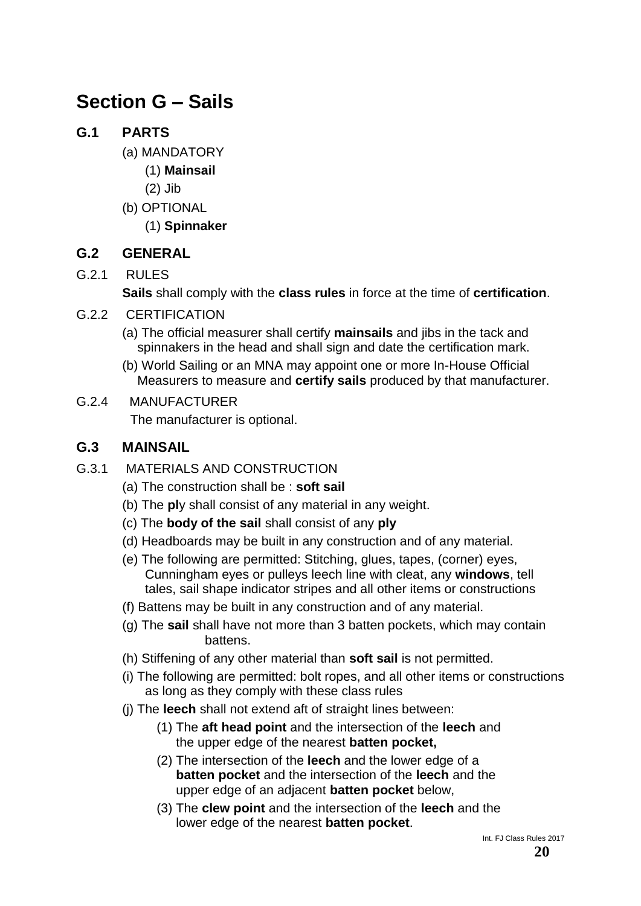# Section G – Sails

## G.1 PARTS

(a) MANDATORY

(1) **Mainsail**

(2) Jib

(b) OPTIONAL

(1) **Spinnaker**

## G.2 GENERAL

G.2.1 RULES

**Sails** shall comply with the **class rules** in force at the time of **certification**.

G.2.2 CERTIFICATION

(a) The official measurer shall certify **mainsails** and jibs in the tack and spinnakers in the head and shall sign and date the certification mark.

(b) World Sailing or an MNA may appoint one or more In-House Official Measurers to measure and **certify sails** produced by that manufacturer.

G.2.4 MANUFACTURER

The manufacturer is optional.

## G.3 MAINSAIL

G.3.1 MATERIALS AND CONSTRUCTION

(a) The construction shall be : **soft sail**

(b) The **pl**y shall consist of any material in any weight.

(c) The **body of the sail** shall consist of any **ply**

(d) Headboards may be built in any construction and of any material.

(e) The following are permitted: Stitching, glues, tapes, (corner) eyes, Cunningham eyes or pulleys leech line with cleat, any **windows**, tell tales, sail shape indicator stripes and all other items or constructions

(f) Battens may be built in any construction and of any material.

(g) The **sail** shall have not more than 3 batten pockets, which may contain battens.

(h) Stiffening of any other material than **soft sail** is not permitted.

(i) The following are permitted: bolt ropes, and all other items or constructions as long as they comply with these class rules

(j) The **leech** shall not extend aft of straight lines between:

(1) The **aft head point** and the intersection of the **leech** and the upper edge of the nearest **batten pocket,**

(2) The intersection of the **leech** and the lower edge of a **batten pocket** and the intersection of the **leech** and the upper edge of an adjacent **batten pocket** below,

(3) The **clew point** and the intersection of the **leech** and the lower edge of the nearest **batten pocket**.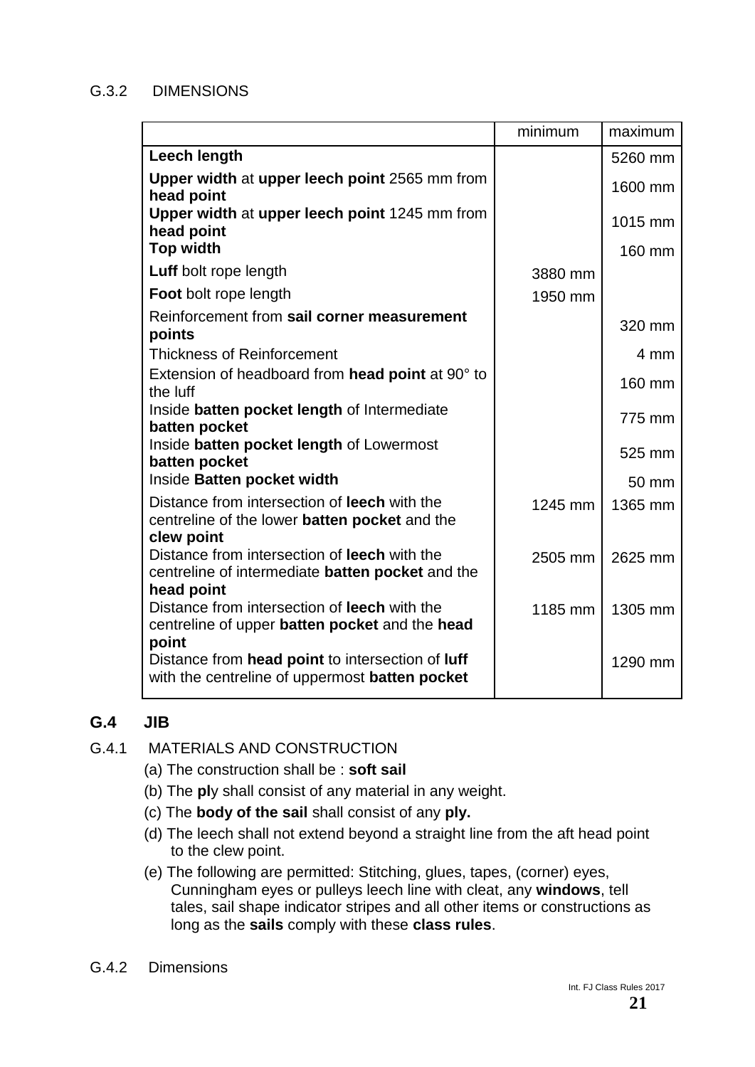G.3.2 DIMENSIONS

| | minimum | maximum |
|---|---|---|
| **Leech length** | | 5260 mm |
| **Upper width** at **upper leech point** 2565 mm from **head point** | | 1600 mm |
| **Upper width** at **upper leech point** 1245 mm from **head point** | | 1015 mm |
| **Top width** | | 160 mm |
| **Luff** bolt rope length | 3880 mm | |
| **Foot** bolt rope length | 1950 mm | |
| Reinforcement from **sail corner measurement points** | | 320 mm |
| Thickness of Reinforcement | | 4 mm |
| Extension of headboard from **head point** at 90° to the luff | | 160 mm |
| Inside **batten pocket length** of Intermediate **batten pocket** | | 775 mm |
| Inside **batten pocket length** of Lowermost **batten pocket** | | 525 mm |
| Inside **Batten pocket width** | | 50 mm |
| Distance from intersection of **leech** with the centreline of the lower **batten pocket** and the **clew point** | 1245 mm | 1365 mm |
| Distance from intersection of **leech** with the centreline of intermediate **batten pocket** and the **head point** | 2505 mm | 2625 mm |
| Distance from intersection of **leech** with the centreline of upper **batten pocket** and the **head point** | 1185 mm | 1305 mm |
| Distance from **head point** to intersection of **luff** with the centreline of uppermost **batten pocket** | | 1290 mm |

## G.4 JIB

G.4.1 MATERIALS AND CONSTRUCTION

(a) The construction shall be : **soft sail**

(b) The **pl**y shall consist of any material in any weight.

(c) The **body of the sail** shall consist of any **ply.**

(d) The leech shall not extend beyond a straight line from the aft head point to the clew point.

(e) The following are permitted: Stitching, glues, tapes, (corner) eyes, Cunningham eyes or pulleys leech line with cleat, any **windows**, tell tales, sail shape indicator stripes and all other items or constructions as long as the **sails** comply with these **class rules**.

G.4.2 Dimensions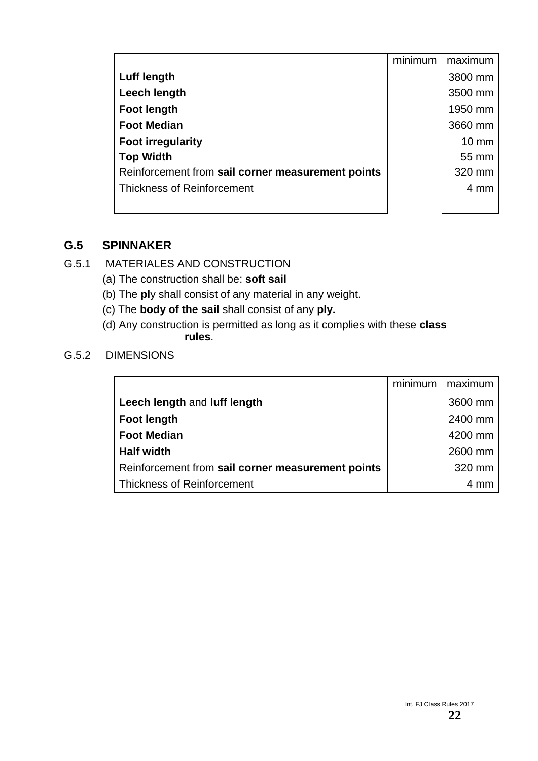| | minimum | maximum |
|---|---|---|
| **Luff length** | | 3800 mm |
| **Leech length** | | 3500 mm |
| **Foot length** | | 1950 mm |
| **Foot Median** | | 3660 mm |
| **Foot irregularity** | | 10 mm |
| **Top Width** | | 55 mm |
| Reinforcement from **sail corner measurement points** | | 320 mm |
| Thickness of Reinforcement | | 4 mm |

## G.5 SPINNAKER

G.5.1 MATERIALES AND CONSTRUCTION

(a) The construction shall be: **soft sail**

(b) The **pl**y shall consist of any material in any weight.

(c) The **body of the sail** shall consist of any **ply.**

(d) Any construction is permitted as long as it complies with these **class rules**.

G.5.2 DIMENSIONS

| | minimum | maximum |
|---|---|---|
| **Leech length** and **luff length** | | 3600 mm |
| **Foot length** | | 2400 mm |
| **Foot Median** | | 4200 mm |
| **Half width** | | 2600 mm |
| Reinforcement from **sail corner measurement points** | | 320 mm |
| Thickness of Reinforcement | | 4 mm |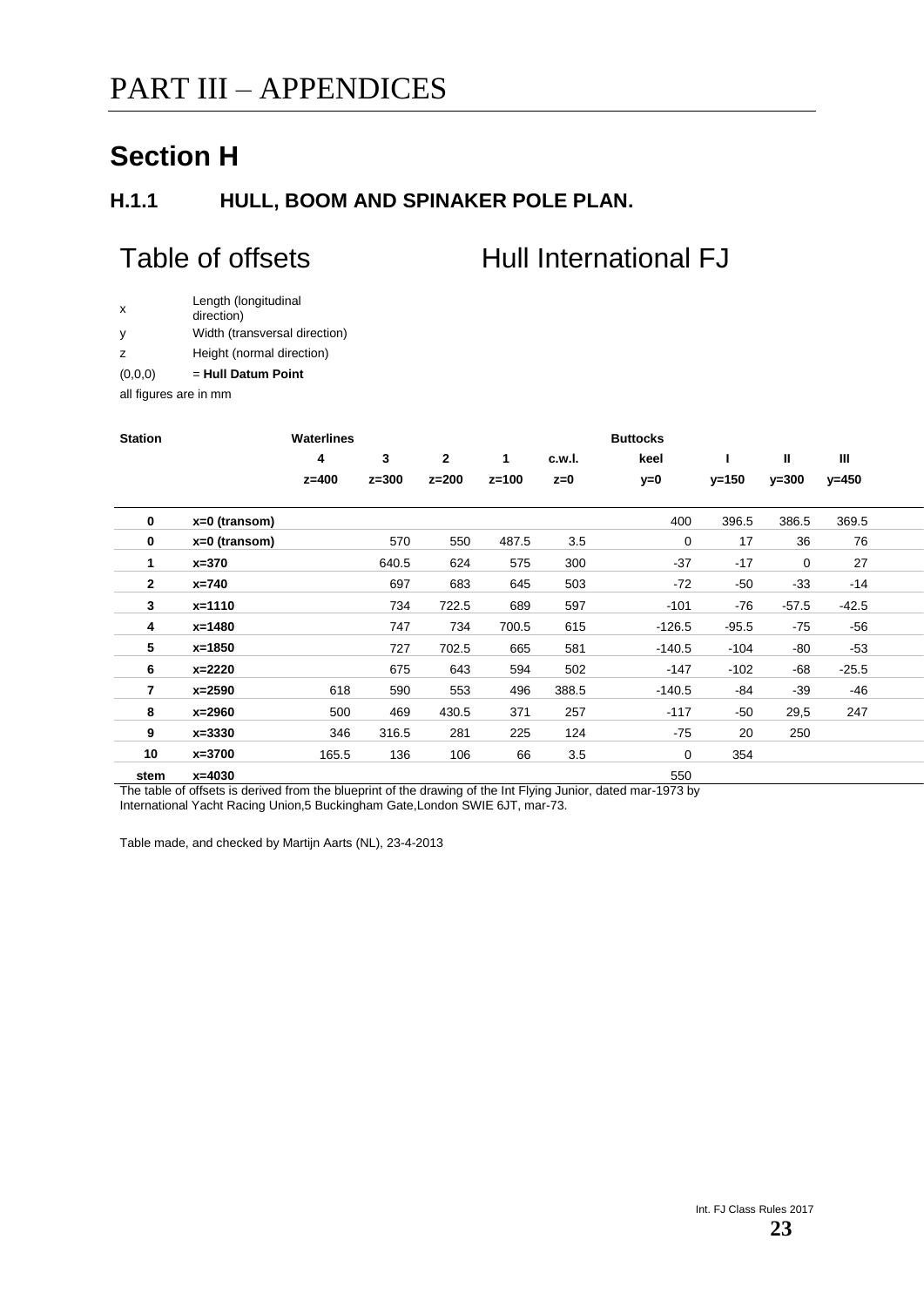# PART III – APPENDICES

## Section H

### H.1.1 HULL, BOOM AND SPINAKER POLE PLAN.

## Table of offsets — Hull International FJ

| | |
|---|---|
| x | Length (longitudinal direction) |
| y | Width (transversal direction) |
| z | Height (normal direction) |
| (0,0,0) | = **Hull Datum Point** |

all figures are in mm

| **Station** | | **Waterlines** | | | | | **Buttocks** | | | |
|---|---|---|---|---|---|---|---|---|---|---|
| | | **4** | **3** | **2** | **1** | **c.w.l.** | **keel** | **I** | **II** | **III** |
| | | **z=400** | **z=300** | **z=200** | **z=100** | **z=0** | **y=0** | **y=150** | **y=300** | **y=450** |
| **0** | **x=0 (transom)** | | | | | | 400 | 396.5 | 386.5 | 369.5 |
| **0** | **x=0 (transom)** | | 570 | 550 | 487.5 | 3.5 | 0 | 17 | 36 | 76 |
| **1** | **x=370** | | 640.5 | 624 | 575 | 300 | -37 | -17 | 0 | 27 |
| **2** | **x=740** | | 697 | 683 | 645 | 503 | -72 | -50 | -33 | -14 |
| **3** | **x=1110** | | 734 | 722.5 | 689 | 597 | -101 | -76 | -57.5 | -42.5 |
| **4** | **x=1480** | | 747 | 734 | 700.5 | 615 | -126.5 | -95.5 | -75 | -56 |
| **5** | **x=1850** | | 727 | 702.5 | 665 | 581 | -140.5 | -104 | -80 | -53 |
| **6** | **x=2220** | | 675 | 643 | 594 | 502 | -147 | -102 | -68 | -25.5 |
| **7** | **x=2590** | 618 | 590 | 553 | 496 | 388.5 | -140.5 | -84 | -39 | -46 |
| **8** | **x=2960** | 500 | 469 | 430.5 | 371 | 257 | -117 | -50 | 29,5 | 247 |
| **9** | **x=3330** | 346 | 316.5 | 281 | 225 | 124 | -75 | 20 | 250 | |
| **10** | **x=3700** | 165.5 | 136 | 106 | 66 | 3.5 | 0 | 354 | | |
| **stem** | **x=4030** | | | | | | 550 | | | |

The table of offsets is derived from the blueprint of the drawing of the Int Flying Junior, dated mar-1973 by International Yacht Racing Union,5 Buckingham Gate,London SWIE 6JT, mar-73.

Table made, and checked by Martijn Aarts (NL), 23-4-2013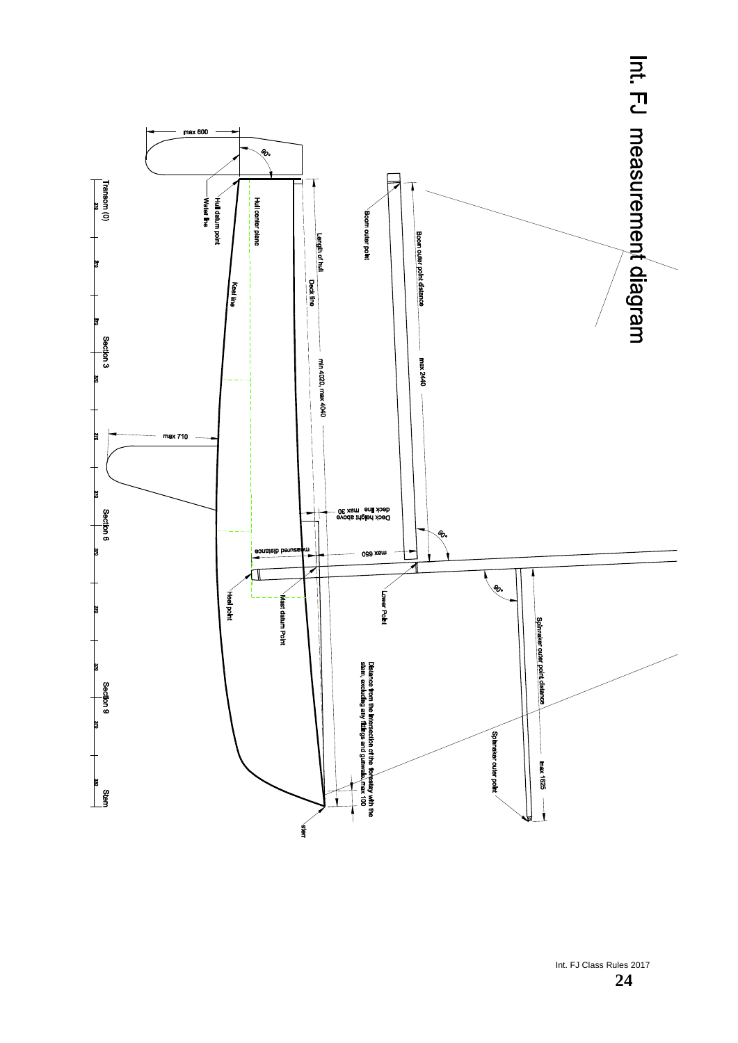# Int. FJ measurement diagram

Transom (0)

Section 3

Section 6

Section 9

Stem

max 600

90°

Hull datum point

Water line

Hull center plane

Length of hull

Deck line

Keel line

min 4020, max 4040

Boom outer point

Boom outer point distance

max 2440

max 710

Deck height above deck line max 30

90°

measured distance

max 650

Heel point

Mast datum Point

Lower Point

90°

Spinnaker outer point distance

Distance from the intersection of the forestay with the stem, excluding any fittings and gunwale, max 100

Spinnaker outer point

max 1625

stem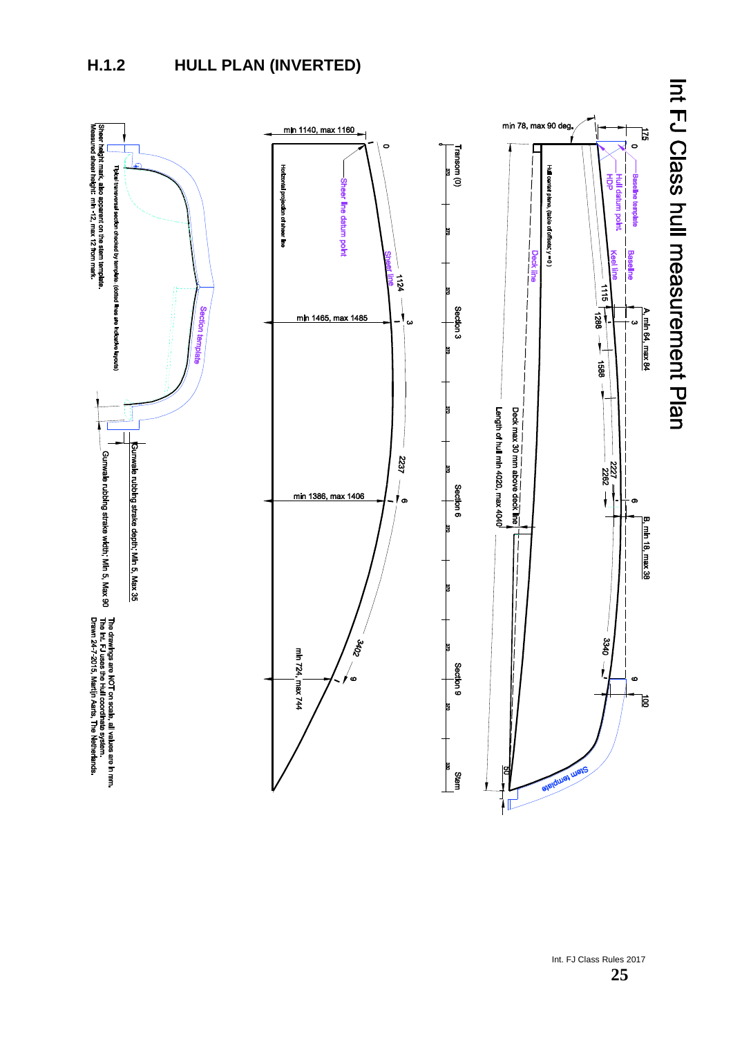## H.1.2 HULL PLAN (INVERTED)

# Int FJ Class hull measurement Plan

175

0 — Baseline template

Hull datum point HDP

Keel line

Baseline

A, min 64, max 84

3

1115

1288

1588

2227

2262

6

B, min 18, max 38

3340

9

100

min 78, max 90 deg.

Hull center plane, (table of offsets, y = 0)

Deck line

Deck max 30 mm above deck line

Length of hull min 4020, max 4040

50

Stem template

Transom (0) — 370 — 370 — 370 — Section 3 — 370 — 370 — 370 — Section 6 — 370 — 370 — 370 — Section 9 — 370 — 330 — Stem

0

Sheer line datum point

Sheer line

1124

3

2237

6

3402

9

min 1140, max 1160

Horizontal projection of sheer line

min 1465, max 1485

min 1386, max 1406

min 724, max 744

Section template

Typical transversal section checked by template (dotted lines are indicative layouts)

Sheer height mark, also apparent on the stem template.
Measured sheer height: min -12, max 12 from mark.

Gunwale rubbing strake depth: Min 5, Max 35

Gunwale rubbing strake width: Min 5, Max 90

The drawings are NOT on scale, all values are in mm.
The Int. FJ uses the Hull coordinate system.
Drawn 24-7-2015, Martijn Aarts, The Netherlands.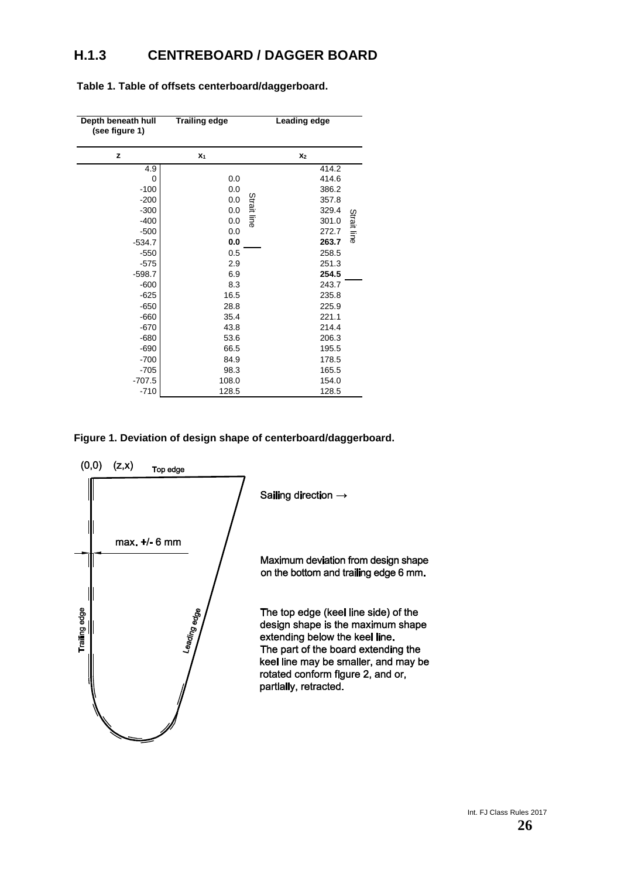## H.1.3 CENTREBOARD / DAGGER BOARD

**Table 1. Table of offsets centerboard/daggerboard.**

| Depth beneath hull (see figure 1) | Trailing edge | | Leading edge | |
|---|---|---|---|---|
| z | $x_1$ | | $x_2$ | |
| 4.9 | | | 414.2 | |
| 0 | 0.0 | | 414.6 | |
| -100 | 0.0 | Strait line | 386.2 | |
| -200 | 0.0 | | 357.8 | |
| -300 | 0.0 | | 329.4 | Strait line |
| -400 | 0.0 | | 301.0 | |
| -500 | 0.0 | | 272.7 | |
| -534.7 | **0.0** | | **263.7** | |
| -550 | 0.5 | | 258.5 | |
| -575 | 2.9 | | 251.3 | |
| -598.7 | 6.9 | | **254.5** | |
| -600 | 8.3 | | 243.7 | |
| -625 | 16.5 | | 235.8 | |
| -650 | 28.8 | | 225.9 | |
| -660 | 35.4 | | 221.1 | |
| -670 | 43.8 | | 214.4 | |
| -680 | 53.6 | | 206.3 | |
| -690 | 66.5 | | 195.5 | |
| -700 | 84.9 | | 178.5 | |
| -705 | 98.3 | | 165.5 | |
| -707.5 | 108.0 | | 154.0 | |
| -710 | 128.5 | | 128.5 | |

**Figure 1. Deviation of design shape of centerboard/daggerboard.**

(0,0) (z,x) Top edge

max. +/- 6 mm

Trailing edge

Leading edge

Sailing direction →

Maximum deviation from design shape on the bottom and trailing edge 6 mm.

The top edge (keel line side) of the design shape is the maximum shape extending below the keel line.
The part of the board extending the keel line may be smaller, and may be rotated conform figure 2, and or, partially, retracted.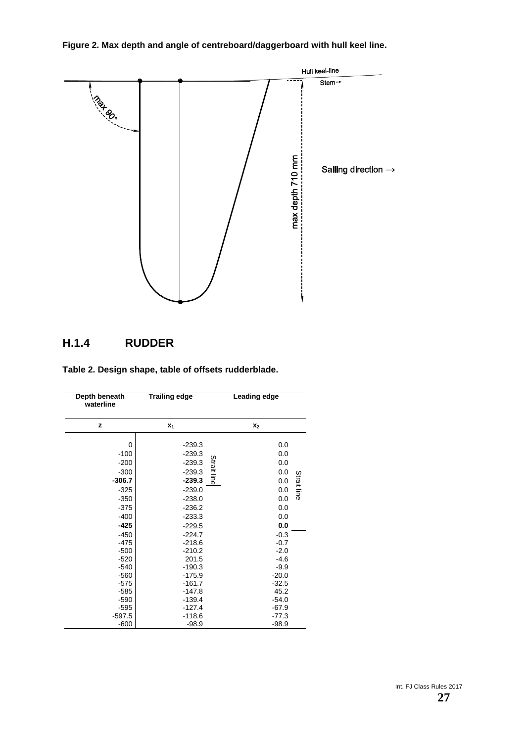**Figure 2. Max depth and angle of centreboard/daggerboard with hull keel line.**

Hull keel-line

Stem→

max 90°

max depth 710 mm

Sailing direction →

## H.1.4 RUDDER

**Table 2. Design shape, table of offsets rudderblade.**

| Depth beneath waterline | Trailing edge | | Leading edge | |
|---|---|---|---|---|
| **z** | **$x_1$** | | **$x_2$** | |
| 0 | -239.3 | Strait line | 0.0 | Strait line |
| -100 | -239.3 | | 0.0 | |
| -200 | -239.3 | | 0.0 | |
| -300 | -239.3 | | 0.0 | |
| **-306.7** | **-239.3** | | 0.0 | |
| -325 | -239.0 | | 0.0 | |
| -350 | -238.0 | | 0.0 | |
| -375 | -236.2 | | 0.0 | |
| -400 | -233.3 | | 0.0 | |
| **-425** | -229.5 | | **0.0** | |
| -450 | -224.7 | | -0.3 | |
| -475 | -218.6 | | -0.7 | |
| -500 | -210.2 | | -2.0 | |
| -520 | 201.5 | | -4.6 | |
| -540 | -190.3 | | -9.9 | |
| -560 | -175.9 | | -20.0 | |
| -575 | -161.7 | | -32.5 | |
| -585 | -147.8 | | 45.2 | |
| -590 | -139.4 | | -54.0 | |
| -595 | -127.4 | | -67.9 | |
| -597.5 | -118.6 | | -77.3 | |
| -600 | -98.9 | | -98.9 | |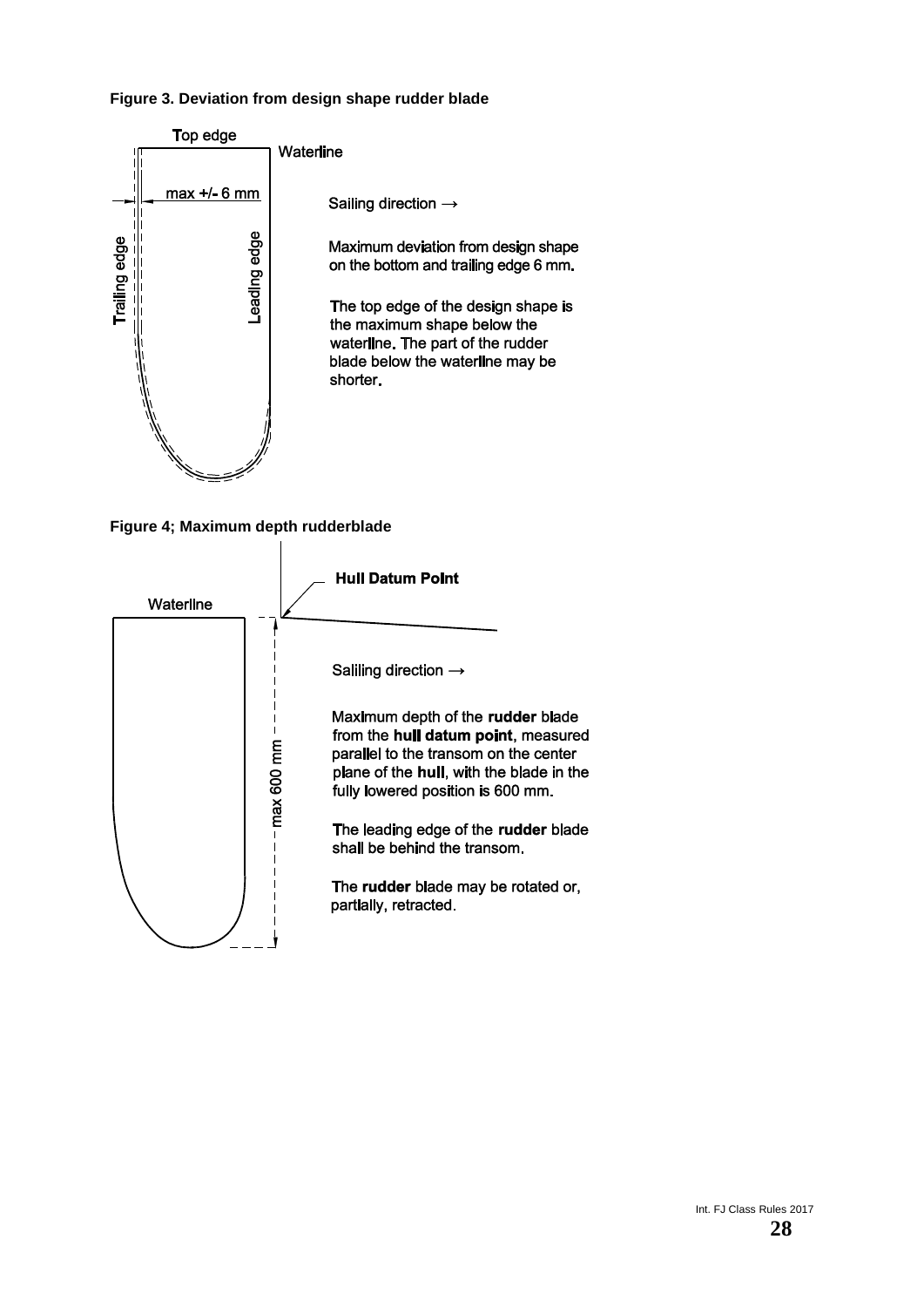**Figure 3. Deviation from design shape rudder blade**

Top edge

Waterline

max +/- 6 mm

Trailing edge

Leading edge

Sailing direction →

Maximum deviation from design shape on the bottom and trailing edge 6 mm.

The top edge of the design shape is the maximum shape below the waterline. The part of the rudder blade below the waterline may be shorter.

**Figure 4; Maximum depth rudderblade**

**Hull Datum Point**

Waterline

max 600 mm

Saliling direction →

Maximum depth of the **rudder** blade from the **hull datum point**, measured parallel to the transom on the center plane of the **hull**, with the blade in the fully lowered position is 600 mm.

The leading edge of the **rudder** blade shall be behind the transom.

The **rudder** blade may be rotated or, partially, retracted.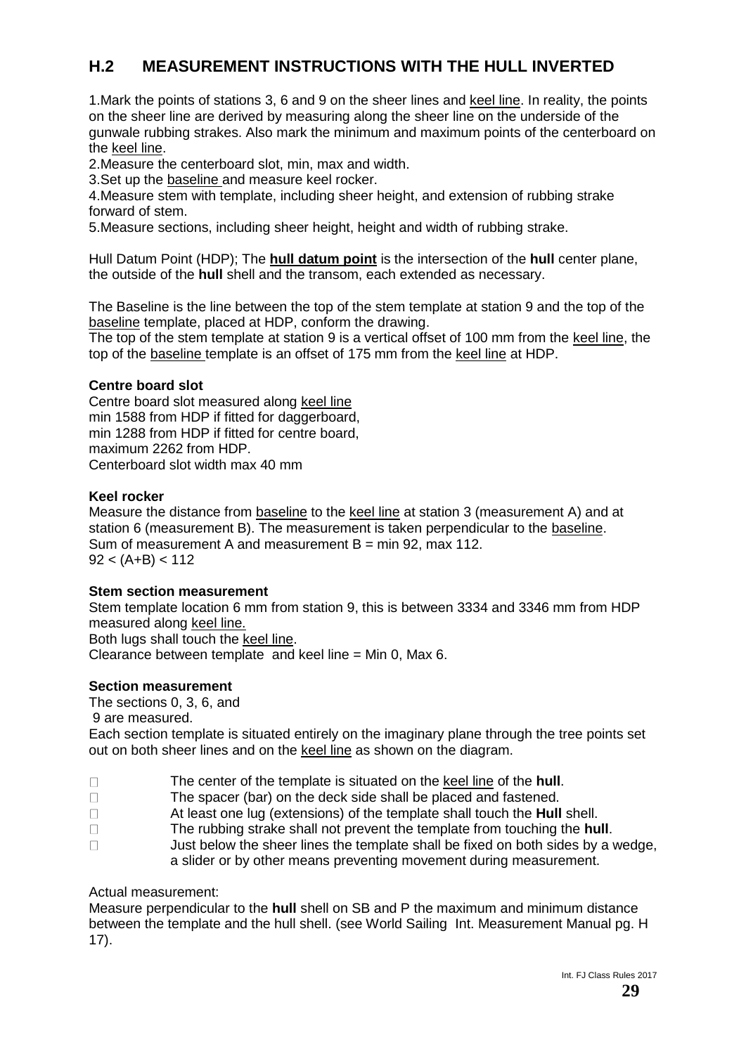## H.2 MEASUREMENT INSTRUCTIONS WITH THE HULL INVERTED

1.Mark the points of stations 3, 6 and 9 on the sheer lines and keel line. In reality, the points on the sheer line are derived by measuring along the sheer line on the underside of the gunwale rubbing strakes. Also mark the minimum and maximum points of the centerboard on the keel line.

2.Measure the centerboard slot, min, max and width.

3.Set up the baseline and measure keel rocker.

4.Measure stem with template, including sheer height, and extension of rubbing strake forward of stem.

5.Measure sections, including sheer height, height and width of rubbing strake.

Hull Datum Point (HDP); The **hull datum point** is the intersection of the **hull** center plane, the outside of the **hull** shell and the transom, each extended as necessary.

The Baseline is the line between the top of the stem template at station 9 and the top of the baseline template, placed at HDP, conform the drawing.
The top of the stem template at station 9 is a vertical offset of 100 mm from the keel line, the top of the baseline template is an offset of 175 mm from the keel line at HDP.

**Centre board slot**

Centre board slot measured along keel line
min 1588 from HDP if fitted for daggerboard,
min 1288 from HDP if fitted for centre board,
maximum 2262 from HDP.
Centerboard slot width max 40 mm

**Keel rocker**

Measure the distance from baseline to the keel line at station 3 (measurement A) and at station 6 (measurement B). The measurement is taken perpendicular to the baseline.
Sum of measurement A and measurement B = min 92, max 112.
$92 < (A+B) < 112$

**Stem section measurement**

Stem template location 6 mm from station 9, this is between 3334 and 3346 mm from HDP measured along keel line.
Both lugs shall touch the keel line.
Clearance between template and keel line = Min 0, Max 6.

**Section measurement**

The sections 0, 3, 6, and
9 are measured.
Each section template is situated entirely on the imaginary plane through the tree points set out on both sheer lines and on the keel line as shown on the diagram.

- The center of the template is situated on the keel line of the **hull**.
- The spacer (bar) on the deck side shall be placed and fastened.
- At least one lug (extensions) of the template shall touch the **Hull** shell.
- The rubbing strake shall not prevent the template from touching the **hull**.
- Just below the sheer lines the template shall be fixed on both sides by a wedge, a slider or by other means preventing movement during measurement.

Actual measurement:
Measure perpendicular to the **hull** shell on SB and P the maximum and minimum distance between the template and the hull shell. (see World Sailing Int. Measurement Manual pg. H 17).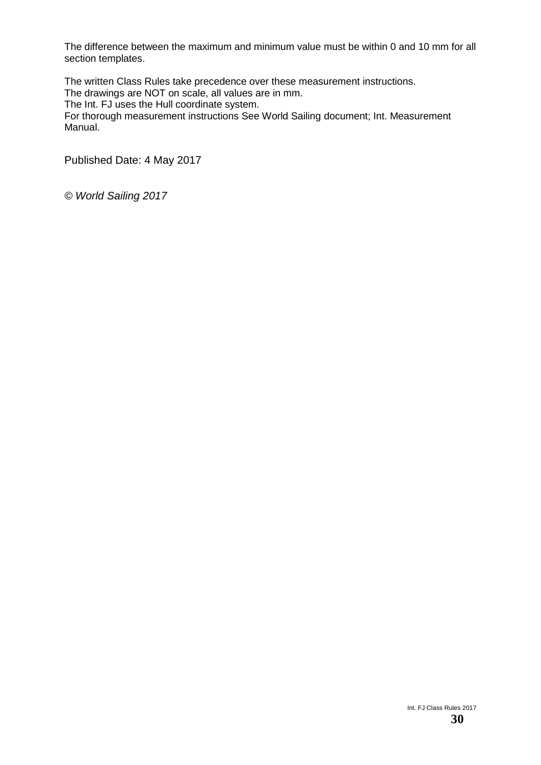The difference between the maximum and minimum value must be within 0 and 10 mm for all section templates.

The written Class Rules take precedence over these measurement instructions.
The drawings are NOT on scale, all values are in mm.
The Int. FJ uses the Hull coordinate system.
For thorough measurement instructions See World Sailing document; Int. Measurement Manual.

Published Date: 4 May 2017

© *World Sailing 2017*